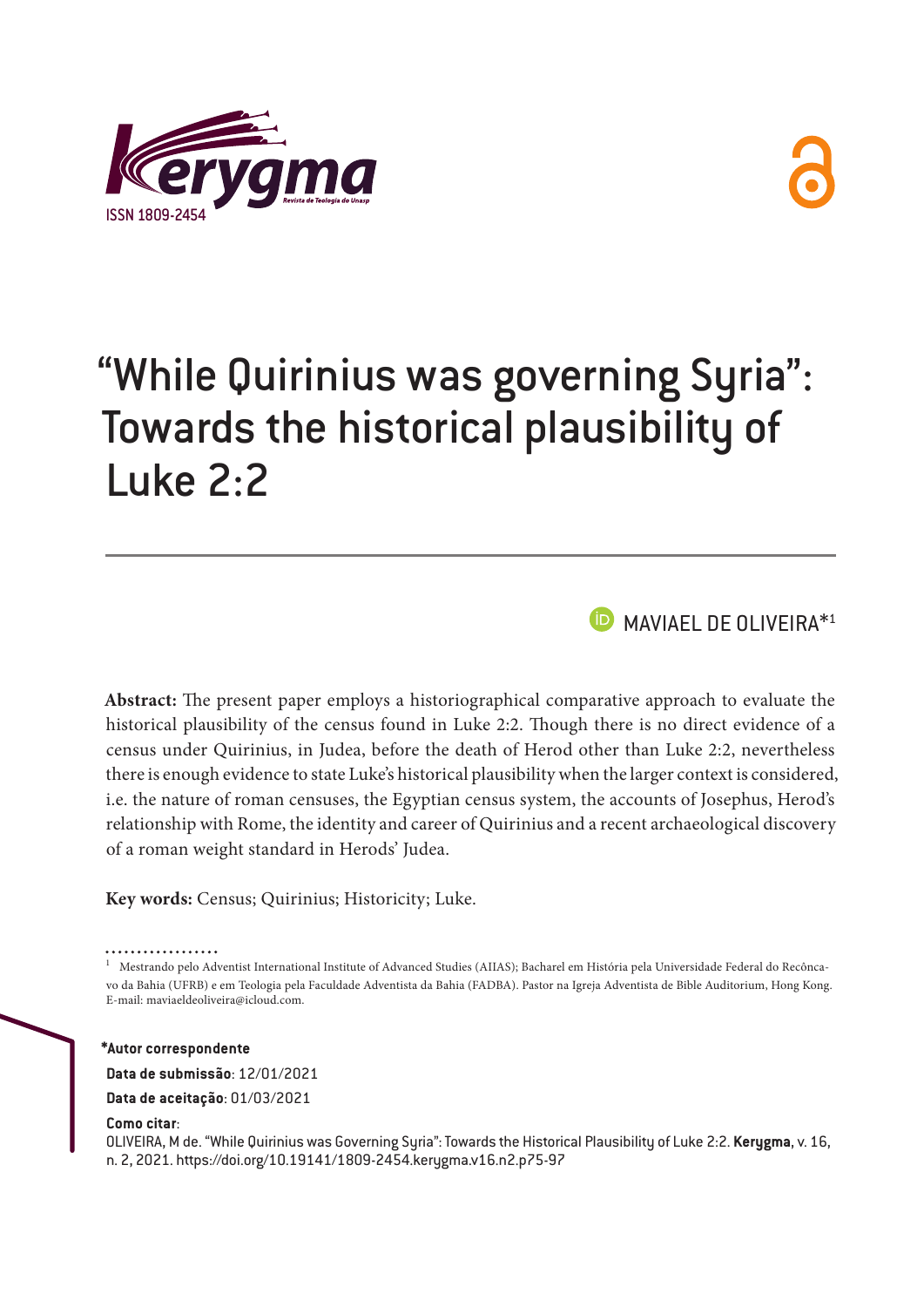# "While Quirinius was governing Syria": Towards the historical plausibility of Luke 2:2

MAVIAEL DE OLIVEIRA*[1]

**Abstract:** The present paper employs a historiographical comparative approach to evaluate the historical plausibility of the census found in Luke 2:2. Though there is no direct evidence of a census under Quirinius, in Judea, before the death of Herod other than Luke 2:2, nevertheless there is enough evidence to state Luke's historical plausibility when the larger context is considered, i.e. the nature of roman censuses, the Egyptian census system, the accounts of Josephus, Herod's relationship with Rome, the identity and career of Quirinius and a recent archaeological discovery of a roman weight standard in Herods' Judea.

**Key words:** Census; Quirinius; Historicity; Luke.

[1] Mestrando pelo Adventist International Institute of Advanced Studies (AIIAS); Bacharel em História pela Universidade Federal do Recôncavo da Bahia (UFRB) e em Teologia pela Faculdade Adventista da Bahia (FADBA). Pastor na Igreja Adventista de Bible Auditorium, Hong Kong. E-mail: maviaeldeoliveira@icloud.com.

**\*Autor correspondente**

**Data de submissão**: 12/01/2021

**Data de aceitação**: 01/03/2021

**Como citar**:
OLIVEIRA, M de. "While Quirinius was Governing Syria": Towards the Historical Plausibility of Luke 2:2. **Kerygma**, v. 16, n. 2, 2021. https://doi.org/10.19141/1809-2454.kerygma.v16.n2.p75-97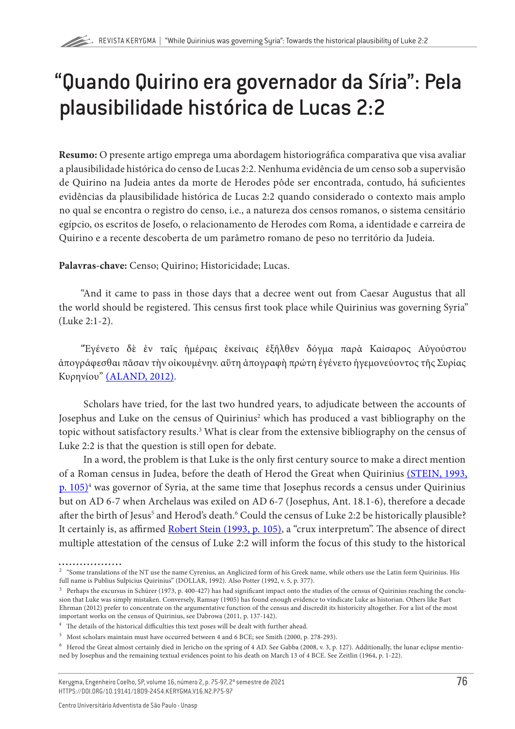# "Quando Quirino era governador da Síria": Pela plausibilidade histórica de Lucas 2:2

**Resumo:** O presente artigo emprega uma abordagem historiográfica comparativa que visa avaliar a plausibilidade histórica do censo de Lucas 2:2. Nenhuma evidência de um censo sob a supervisão de Quirino na Judeia antes da morte de Herodes pôde ser encontrada, contudo, há suficientes evidências da plausibilidade histórica de Lucas 2:2 quando considerado o contexto mais amplo no qual se encontra o registro do censo, i.e., a natureza dos censos romanos, o sistema censitário egípcio, os escritos de Josefo, o relacionamento de Herodes com Roma, a identidade e carreira de Quirino e a recente descoberta de um parâmetro romano de peso no território da Judeia.

**Palavras-chave:** Censo; Quirino; Historicidade; Lucas.

"And it came to pass in those days that a decree went out from Caesar Augustus that all the world should be registered. This census first took place while Quirinius was governing Syria" (Luke 2:1-2).

"Ἐγένετο δὲ ἐν ταῖς ἡμέραις ἐκείναις ἐξῆλθεν δόγμα παρὰ Καίσαρος Αὐγούστου ἀπογράφεσθαι πᾶσαν τὴν οἰκουμένην. αὕτη ἀπογραφὴ πρώτη ἐγένετο ἡγεμονεύοντος τῆς Συρίας Κυρηνίου" (ALAND, 2012).

Scholars have tried, for the last two hundred years, to adjudicate between the accounts of Josephus and Luke on the census of Quirinius[2] which has produced a vast bibliography on the topic without satisfactory results.[3] What is clear from the extensive bibliography on the census of Luke 2:2 is that the question is still open for debate.

In a word, the problem is that Luke is the only first century source to make a direct mention of a Roman census in Judea, before the death of Herod the Great when Quirinius (STEIN, 1993, p. 105)[4] was governor of Syria, at the same time that Josephus records a census under Quirinius but on AD 6-7 when Archelaus was exiled on AD 6-7 (Josephus, Ant. 18.1-6), therefore a decade after the birth of Jesus[5] and Herod's death.[6] Could the census of Luke 2:2 be historically plausible? It certainly is, as affirmed Robert Stein (1993, p. 105), a "crux interpretum". The absence of direct multiple attestation of the census of Luke 2:2 will inform the focus of this study to the historical

[2] "Some translations of the NT use the name Cyrenius, an Anglicized form of his Greek name, while others use the Latin form Quirinius. His full name is Publius Sulpicius Quirinius" (DOLLAR, 1992). Also Potter (1992, v. 5, p. 377).

[3] Perhaps the excursus in Schürer (1973, p. 400-427) has had significant impact onto the studies of the census of Quirinius reaching the conclusion that Luke was simply mistaken. Conversely, Ramsay (1905) has found enough evidence to vindicate Luke as historian. Others like Bart Ehrman (2012) prefer to concentrate on the argumentative function of the census and discredit its historicity altogether. For a list of the most important works on the census of Quirinius, see Dabrowa (2011, p. 137-142).

[4] The details of the historical difficulties this text poses will be dealt with further ahead.

[5] Most scholars maintain must have occurred between 4 and 6 BCE; see Smith (2000, p. 278-293).

[6] Herod the Great almost certainly died in Jericho on the spring of 4 AD. See Gabba (2008, v. 3, p. 127). Additionally, the lunar eclipse mentioned by Josephus and the remaining textual evidences point to his death on March 13 of 4 BCE. See Zeitlin (1964, p. 1-22).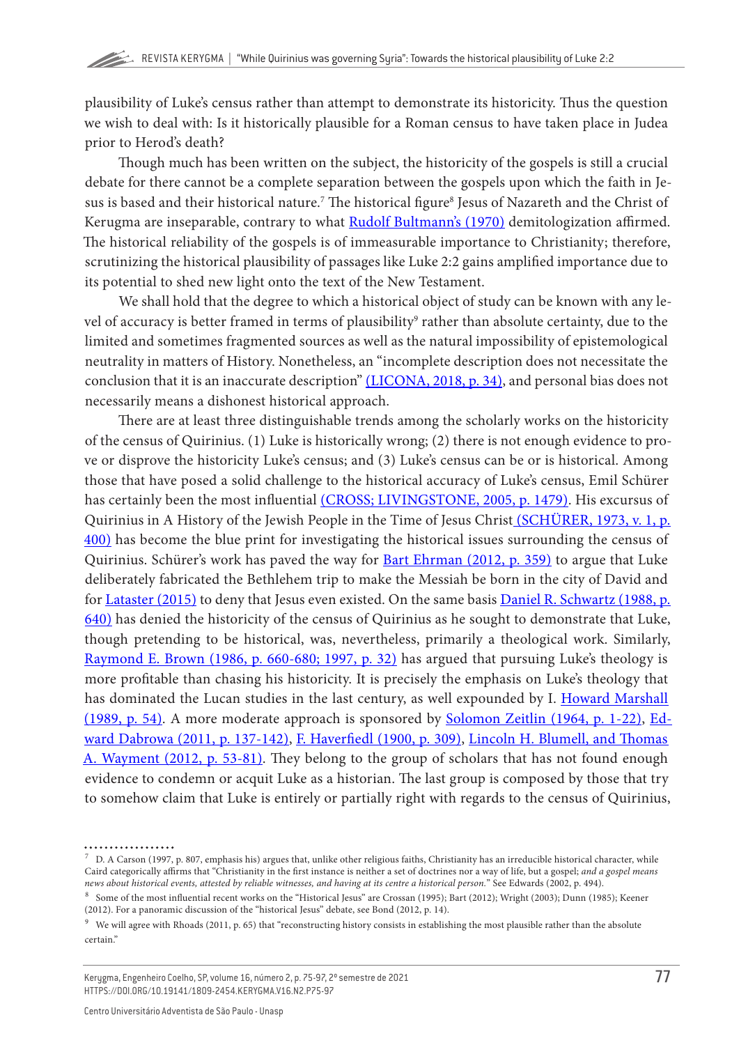plausibility of Luke's census rather than attempt to demonstrate its historicity. Thus the question we wish to deal with: Is it historically plausible for a Roman census to have taken place in Judea prior to Herod's death?

Though much has been written on the subject, the historicity of the gospels is still a crucial debate for there cannot be a complete separation between the gospels upon which the faith in Jesus is based and their historical nature.[7] The historical figure[8] Jesus of Nazareth and the Christ of Kerugma are inseparable, contrary to what Rudolf Bultmann's (1970) demitologization affirmed. The historical reliability of the gospels is of immeasurable importance to Christianity; therefore, scrutinizing the historical plausibility of passages like Luke 2:2 gains amplified importance due to its potential to shed new light onto the text of the New Testament.

We shall hold that the degree to which a historical object of study can be known with any level of accuracy is better framed in terms of plausibility[9] rather than absolute certainty, due to the limited and sometimes fragmented sources as well as the natural impossibility of epistemological neutrality in matters of History. Nonetheless, an "incomplete description does not necessitate the conclusion that it is an inaccurate description" (LICONA, 2018, p. 34), and personal bias does not necessarily means a dishonest historical approach.

There are at least three distinguishable trends among the scholarly works on the historicity of the census of Quirinius. (1) Luke is historically wrong; (2) there is not enough evidence to prove or disprove the historicity Luke's census; and (3) Luke's census can be or is historical. Among those that have posed a solid challenge to the historical accuracy of Luke's census, Emil Schürer has certainly been the most influential (CROSS; LIVINGSTONE, 2005, p. 1479). His excursus of Quirinius in A History of the Jewish People in the Time of Jesus Christ (SCHÜRER, 1973, v. 1, p. 400) has become the blue print for investigating the historical issues surrounding the census of Quirinius. Schürer's work has paved the way for Bart Ehrman (2012, p. 359) to argue that Luke deliberately fabricated the Bethlehem trip to make the Messiah be born in the city of David and for Latanster (2015) to deny that Jesus even existed. On the same basis Daniel R. Schwartz (1988, p. 640) has denied the historicity of the census of Quirinius as he sought to demonstrate that Luke, though pretending to be historical, was, nevertheless, primarily a theological work. Similarly, Raymond E. Brown (1986, p. 660-680; 1997, p. 32) has argued that pursuing Luke's theology is more profitable than chasing his historicity. It is precisely the emphasis on Luke's theology that has dominated the Lucan studies in the last century, as well expounded by I. Howard Marshall (1989, p. 54). A more moderate approach is sponsored by Solomon Zeitlin (1964, p. 1-22), Edward Dabrowa (2011, p. 137-142), F. Haverfiedl (1900, p. 309), Lincoln H. Blumell, and Thomas A. Wayment (2012, p. 53-81). They belong to the group of scholars that has not found enough evidence to condemn or acquit Luke as a historian. The last group is composed by those that try to somehow claim that Luke is entirely or partially right with regards to the census of Quirinius,

---

[7] D. A Carson (1997, p. 807, emphasis his) argues that, unlike other religious faiths, Christianity has an irreducible historical character, while Caird categorically affirms that "Christianity in the first instance is neither a set of doctrines nor a way of life, but a gospel; *and a gospel means news about historical events, attested by reliable witnesses, and having at its centre a historical person.*" See Edwards (2002, p. 494).

[8] Some of the most influential recent works on the "Historical Jesus" are Crossan (1995); Bart (2012); Wright (2003); Dunn (1985); Keener (2012). For a panoramic discussion of the "historical Jesus" debate, see Bond (2012, p. 14).

[9] We will agree with Rhoads (2011, p. 65) that "reconstructing history consists in establishing the most plausible rather than the absolute certain."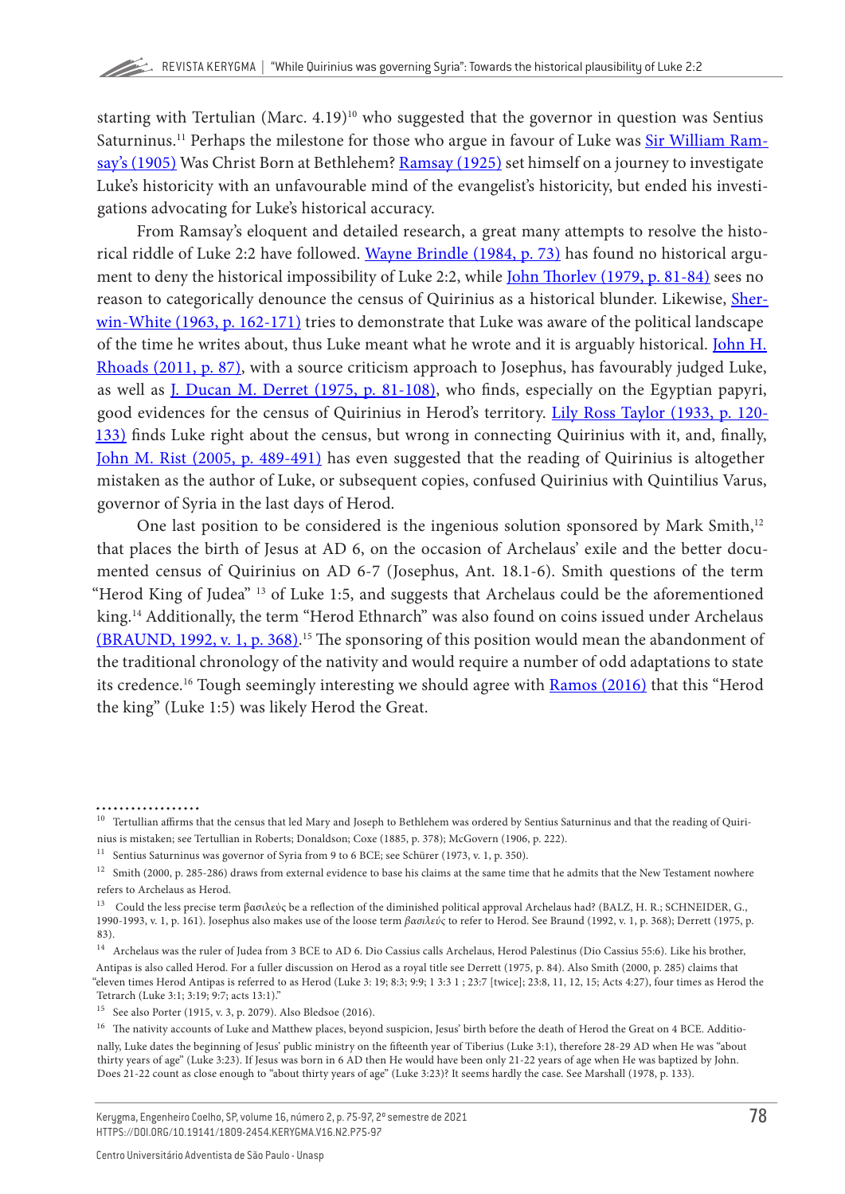starting with Tertullian (Marc. 4.19)[10] who suggested that the governor in question was Sentius Saturninus.[11] Perhaps the milestone for those who argue in favour of Luke was Sir William Ramsay's (1905) Was Christ Born at Bethlehem? Ramsay (1925) set himself on a journey to investigate Luke's historicity with an unfavourable mind of the evangelist's historicity, but ended his investigations advocating for Luke's historical accuracy.

From Ramsay's eloquent and detailed research, a great many attempts to resolve the historical riddle of Luke 2:2 have followed. Wayne Brindle (1984, p. 73) has found no historical argument to deny the historical impossibility of Luke 2:2, while John Thorlev (1979, p. 81-84) sees no reason to categorically denounce the census of Quirinius as a historical blunder. Likewise, Sherwin-White (1963, p. 162-171) tries to demonstrate that Luke was aware of the political landscape of the time he writes about, thus Luke meant what he wrote and it is arguably historical. John H. Rhoads (2011, p. 87), with a source criticism approach to Josephus, has favourably judged Luke, as well as J. Ducan M. Derret (1975, p. 81-108), who finds, especially on the Egyptian papyri, good evidences for the census of Quirinius in Herod's territory. Lily Ross Taylor (1933, p. 120-133) finds Luke right about the census, but wrong in connecting Quirinius with it, and, finally, John M. Rist (2005, p. 489-491) has even suggested that the reading of Quirinius is altogether mistaken as the author of Luke, or subsequent copies, confused Quirinius with Quintilius Varus, governor of Syria in the last days of Herod.

One last position to be considered is the ingenious solution sponsored by Mark Smith,[12] that places the birth of Jesus at AD 6, on the occasion of Archelaus' exile and the better documented census of Quirinius on AD 6-7 (Josephus, Ant. 18.1-6). Smith questions of the term "Herod King of Judea" [13] of Luke 1:5, and suggests that Archelaus could be the aforementioned king.[14] Additionally, the term "Herod Ethnarch" was also found on coins issued under Archelaus (BRAUND, 1992, v. 1, p. 368).[15] The sponsoring of this position would mean the abandonment of the traditional chronology of the nativity and would require a number of odd adaptations to state its credence.[16] Tough seemingly interesting we should agree with Ramos (2016) that this "Herod the king" (Luke 1:5) was likely Herod the Great.

---

[10] Tertullian affirms that the census that led Mary and Joseph to Bethlehem was ordered by Sentius Saturninus and that the reading of Quirinius is mistaken; see Tertullian in Roberts; Donaldson; Coxe (1885, p. 378); McGovern (1906, p. 222).

[11] Sentius Saturninus was governor of Syria from 9 to 6 BCE; see Schürer (1973, v. 1, p. 350).

[12] Smith (2000, p. 285-286) draws from external evidence to base his claims at the same time that he admits that the New Testament nowhere refers to Archelaus as Herod.

[13] Could the less precise term βασιλεὺς be a reflection of the diminished political approval Archelaus had? (BALZ, H. R.; SCHNEIDER, G., 1990-1993, v. 1, p. 161). Josephus also makes use of the loose term *βασιλεύς* to refer to Herod. See Braund (1992, v. 1, p. 368); Derrett (1975, p. 83).

[14] Archelaus was the ruler of Judea from 3 BCE to AD 6. Dio Cassius calls Archelaus, Herod Palestinus (Dio Cassius 55:6). Like his brother, Antipas is also called Herod. For a fuller discussion on Herod as a royal title see Derrett (1975, p. 84). Also Smith (2000, p. 285) claims that "eleven times Herod Antipas is referred to as Herod (Luke 3: 19; 8:3; 9:9; 1 3:3 1 ; 23:7 [twice]; 23:8, 11, 12, 15; Acts 4:27), four times as Herod the Tetrarch (Luke 3:1; 3:19; 9:7; acts 13:1)."

[15] See also Porter (1915, v. 3, p. 2079). Also Bledsoe (2016).

[16] The nativity accounts of Luke and Matthew places, beyond suspicion, Jesus' birth before the death of Herod the Great on 4 BCE. Additionally, Luke dates the beginning of Jesus' public ministry on the fifteenth year of Tiberius (Luke 3:1), therefore 28-29 AD when He was "about thirty years of age" (Luke 3:23). If Jesus was born in 6 AD then He would have been only 21-22 years of age when He was baptized by John. Does 21-22 count as close enough to "about thirty years of age" (Luke 3:23)? It seems hardly the case. See Marshall (1978, p. 133).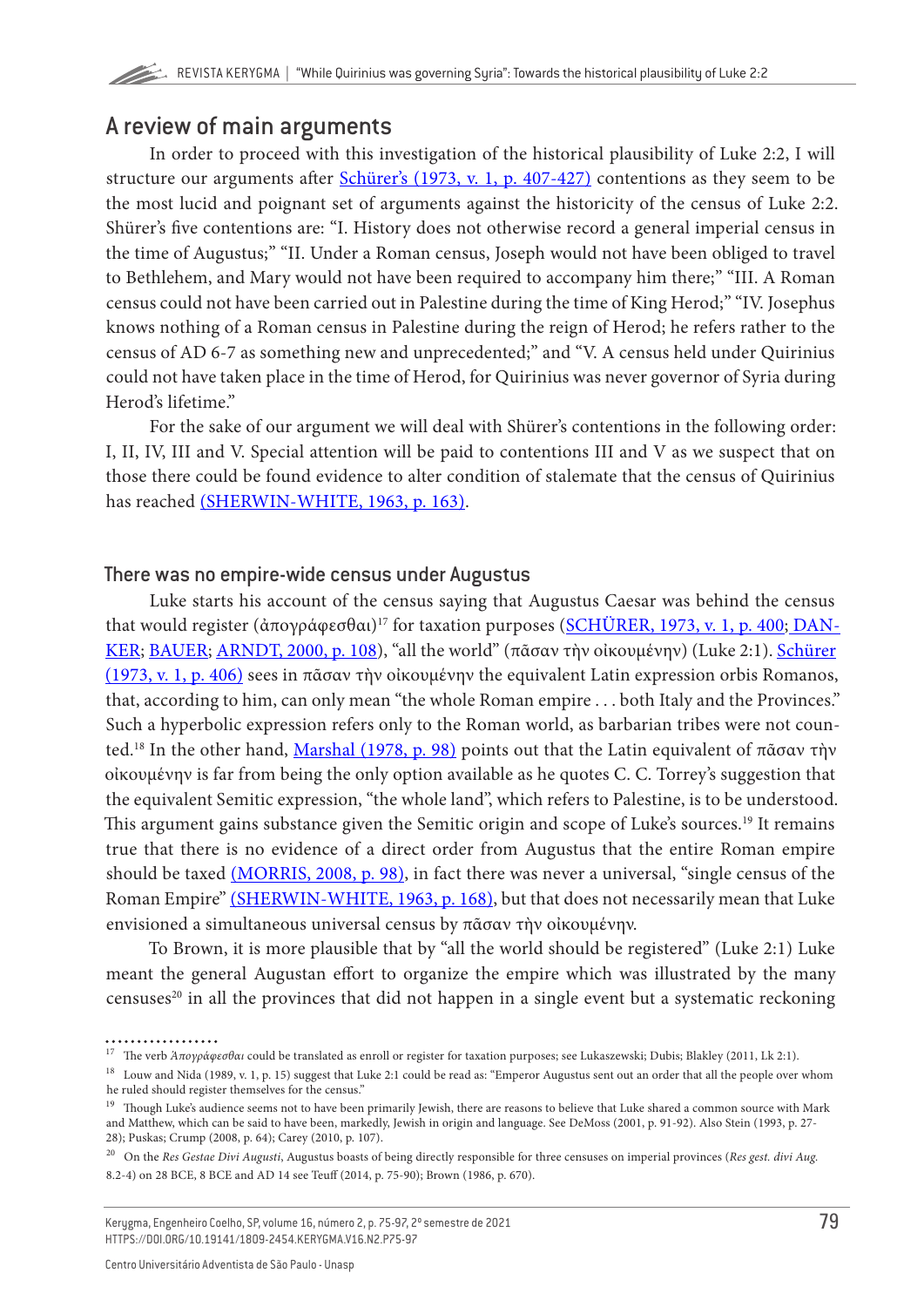## A review of main arguments

In order to proceed with this investigation of the historical plausibility of Luke 2:2, I will structure our arguments after Schürer's (1973, v. 1, p. 407-427) contentions as they seem to be the most lucid and poignant set of arguments against the historicity of the census of Luke 2:2. Shürer's five contentions are: "I. History does not otherwise record a general imperial census in the time of Augustus;" "II. Under a Roman census, Joseph would not have been obliged to travel to Bethlehem, and Mary would not have been required to accompany him there;" "III. A Roman census could not have been carried out in Palestine during the time of King Herod;" "IV. Josephus knows nothing of a Roman census in Palestine during the reign of Herod; he refers rather to the census of AD 6-7 as something new and unprecedented;" and "V. A census held under Quirinius could not have taken place in the time of Herod, for Quirinius was never governor of Syria during Herod's lifetime."

For the sake of our argument we will deal with Shürer's contentions in the following order: I, II, IV, III and V. Special attention will be paid to contentions III and V as we suspect that on those there could be found evidence to alter condition of stalemate that the census of Quirinius has reached (SHERWIN-WHITE, 1963, p. 163).

### There was no empire-wide census under Augustus

Luke starts his account of the census saying that Augustus Caesar was behind the census that would register (ἀπογράφεσθαι)[17] for taxation purposes (SCHÜRER, 1973, v. 1, p. 400; DANKER; BAUER; ARNDT, 2000, p. 108), "all the world" (πᾶσαν τὴν οἰκουμένην) (Luke 2:1). Schürer (1973, v. 1, p. 406) sees in πᾶσαν τὴν οἰκουμένην the equivalent Latin expression orbis Romanos, that, according to him, can only mean "the whole Roman empire . . . both Italy and the Provinces." Such a hyperbolic expression refers only to the Roman world, as barbarian tribes were not counted.[18] In the other hand, Marshal (1978, p. 98) points out that the Latin equivalent of πᾶσαν τὴν οἰκουμένην is far from being the only option available as he quotes C. C. Torrey's suggestion that the equivalent Semitic expression, "the whole land", which refers to Palestine, is to be understood. This argument gains substance given the Semitic origin and scope of Luke's sources.[19] It remains true that there is no evidence of a direct order from Augustus that the entire Roman empire should be taxed (MORRIS, 2008, p. 98), in fact there was never a universal, "single census of the Roman Empire" (SHERWIN-WHITE, 1963, p. 168), but that does not necessarily mean that Luke envisioned a simultaneous universal census by πᾶσαν τὴν οἰκουμένην.

To Brown, it is more plausible that by "all the world should be registered" (Luke 2:1) Luke meant the general Augustan effort to organize the empire which was illustrated by the many censuses[20] in all the provinces that did not happen in a single event but a systematic reckoning

---

[17] The verb *Ἀπογράφεσθαι* could be translated as enroll or register for taxation purposes; see Lukaszewski; Dubis; Blakley (2011, Lk 2:1).

[18] Louw and Nida (1989, v. 1, p. 15) suggest that Luke 2:1 could be read as: "Emperor Augustus sent out an order that all the people over whom he ruled should register themselves for the census."

[19] Though Luke's audience seems not to have been primarily Jewish, there are reasons to believe that Luke shared a common source with Mark and Matthew, which can be said to have been, markedly, Jewish in origin and language. See DeMoss (2001, p. 91-92). Also Stein (1993, p. 27-28); Puskas; Crump (2008, p. 64); Carey (2010, p. 107).

[20] On the *Res Gestae Divi Augusti*, Augustus boasts of being directly responsible for three censuses on imperial provinces (*Res gest. divi Aug.* 8.2-4) on 28 BCE, 8 BCE and AD 14 see Teuff (2014, p. 75-90); Brown (1986, p. 670).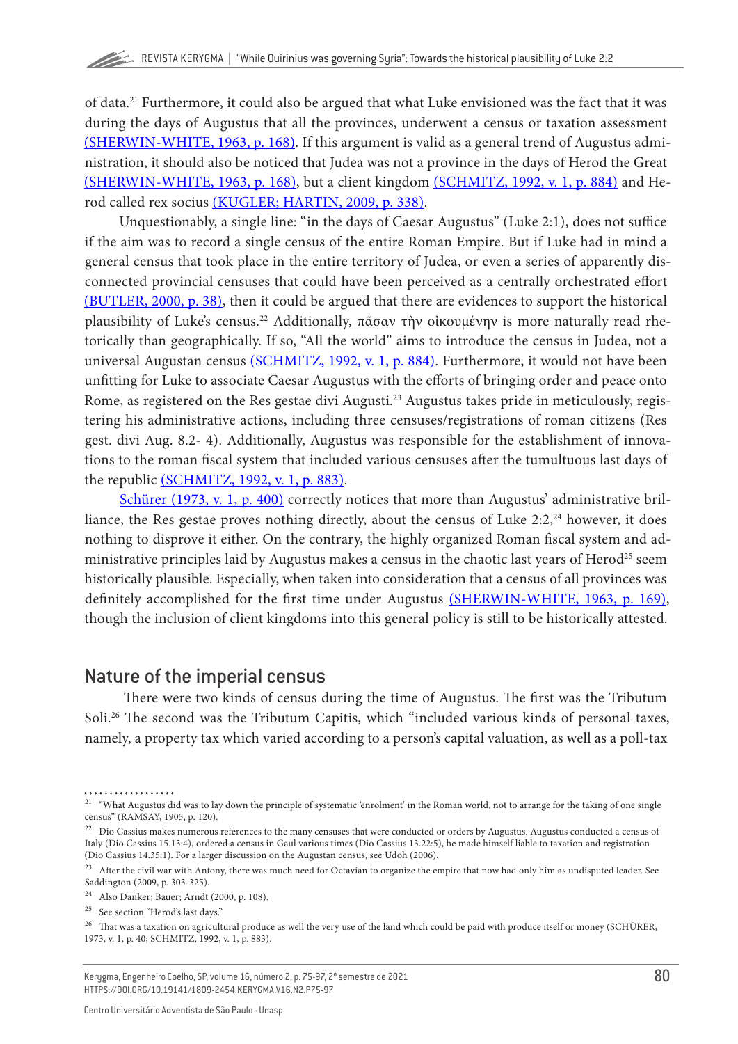of data.[21] Furthermore, it could also be argued that what Luke envisioned was the fact that it was during the days of Augustus that all the provinces, underwent a census or taxation assessment (SHERWIN-WHITE, 1963, p. 168). If this argument is valid as a general trend of Augustus administration, it should also be noticed that Judea was not a province in the days of Herod the Great (SHERWIN-WHITE, 1963, p. 168), but a client kingdom (SCHMITZ, 1992, v. 1, p. 884) and Herod called rex socius (KUGLER; HARTIN, 2009, p. 338).

Unquestionably, a single line: "in the days of Caesar Augustus" (Luke 2:1), does not suffice if the aim was to record a single census of the entire Roman Empire. But if Luke had in mind a general census that took place in the entire territory of Judea, or even a series of apparently disconnected provincial censuses that could have been perceived as a centrally orchestrated effort (BUTLER, 2000, p. 38), then it could be argued that there are evidences to support the historical plausibility of Luke's census.[22] Additionally, πᾶσαν τὴν οἰκουμένην is more naturally read rhetorically than geographically. If so, "All the world" aims to introduce the census in Judea, not a universal Augustan census (SCHMITZ, 1992, v. 1, p. 884). Furthermore, it would not have been unfitting for Luke to associate Caesar Augustus with the efforts of bringing order and peace onto Rome, as registered on the Res gestae divi Augusti.[23] Augustus takes pride in meticulously, registering his administrative actions, including three censuses/registrations of roman citizens (Res gest. divi Aug. 8.2- 4). Additionally, Augustus was responsible for the establishment of innovations to the roman fiscal system that included various censuses after the tumultuous last days of the republic (SCHMITZ, 1992, v. 1, p. 883).

Schürer (1973, v. 1, p. 400) correctly notices that more than Augustus' administrative brilliance, the Res gestae proves nothing directly, about the census of Luke 2:2,[24] however, it does nothing to disprove it either. On the contrary, the highly organized Roman fiscal system and administrative principles laid by Augustus makes a census in the chaotic last years of Herod[25] seem historically plausible. Especially, when taken into consideration that a census of all provinces was definitely accomplished for the first time under Augustus (SHERWIN-WHITE, 1963, p. 169), though the inclusion of client kingdoms into this general policy is still to be historically attested.

## Nature of the imperial census

There were two kinds of census during the time of Augustus. The first was the Tributum Soli.[26] The second was the Tributum Capitis, which "included various kinds of personal taxes, namely, a property tax which varied according to a person's capital valuation, as well as a poll-tax

---

[21] "What Augustus did was to lay down the principle of systematic 'enrolment' in the Roman world, not to arrange for the taking of one single census" (RAMSAY, 1905, p. 120).

[22] Dio Cassius makes numerous references to the many censuses that were conducted or orders by Augustus. Augustus conducted a census of Italy (Dio Cassius 15.13:4), ordered a census in Gaul various times (Dio Cassius 13.22:5), he made himself liable to taxation and registration (Dio Cassius 14.35:1). For a larger discussion on the Augustan census, see Udoh (2006).

[23] After the civil war with Antony, there was much need for Octavian to organize the empire that now had only him as undisputed leader. See Saddington (2009, p. 303-325).

[24] Also Danker; Bauer; Arndt (2000, p. 108).

[25] See section "Herod's last days."

[26] That was a taxation on agricultural produce as well the very use of the land which could be paid with produce itself or money (SCHÜRER, 1973, v. 1, p. 40; SCHMITZ, 1992, v. 1, p. 883).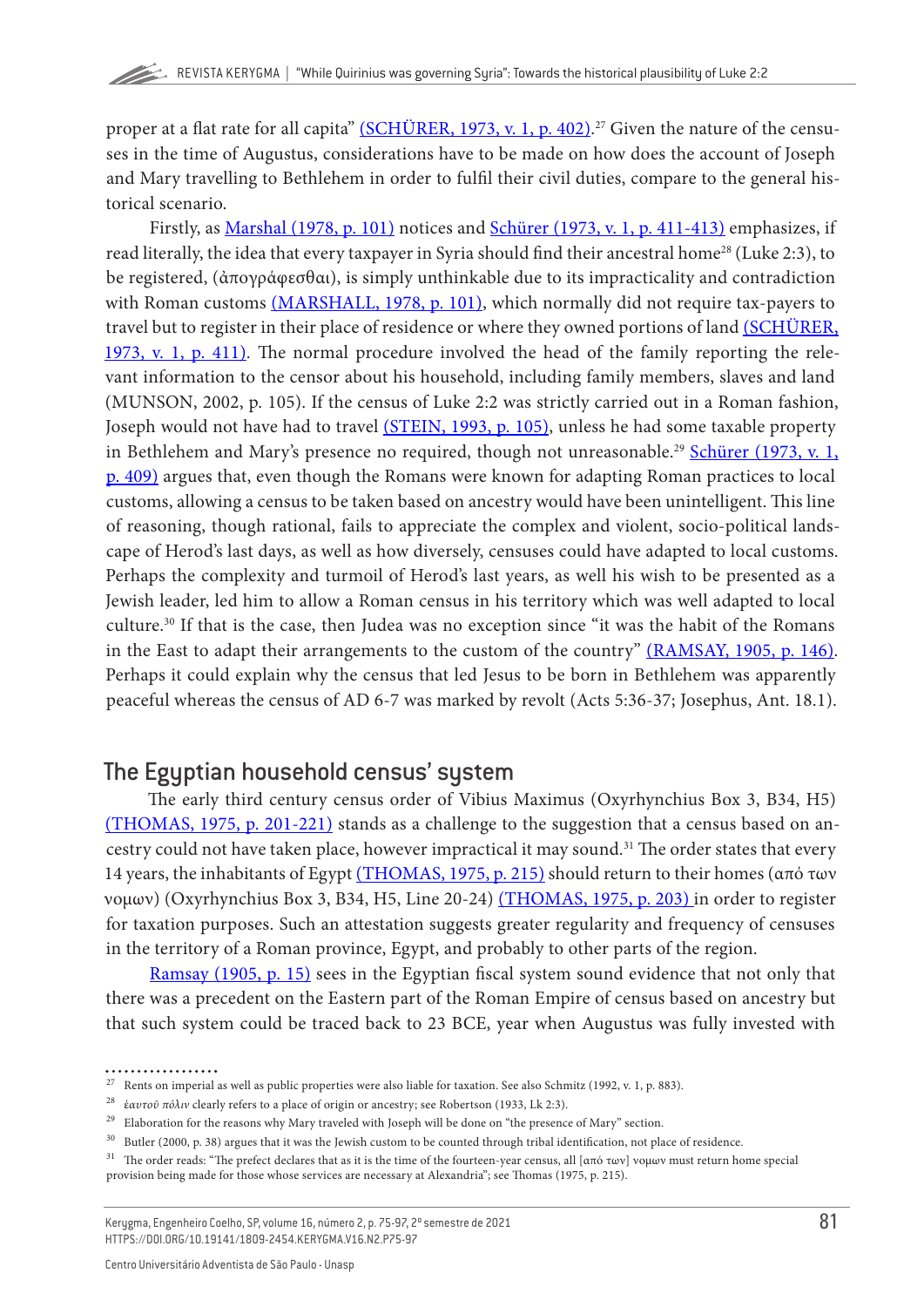proper at a flat rate for all capita" (SCHÜRER, 1973, v. 1, p. 402).[27] Given the nature of the censuses in the time of Augustus, considerations have to be made on how does the account of Joseph and Mary travelling to Bethlehem in order to fulfil their civil duties, compare to the general historical scenario.

Firstly, as Marshal (1978, p. 101) notices and Schürer (1973, v. 1, p. 411-413) emphasizes, if read literally, the idea that every taxpayer in Syria should find their ancestral home[28] (Luke 2:3), to be registered, (ἀπογράφεσθαι), is simply unthinkable due to its impracticality and contradiction with Roman customs (MARSHALL, 1978, p. 101), which normally did not require tax-payers to travel but to register in their place of residence or where they owned portions of land (SCHÜRER, 1973, v. 1, p. 411). The normal procedure involved the head of the family reporting the relevant information to the censor about his household, including family members, slaves and land (MUNSON, 2002, p. 105). If the census of Luke 2:2 was strictly carried out in a Roman fashion, Joseph would not have had to travel (STEIN, 1993, p. 105), unless he had some taxable property in Bethlehem and Mary's presence no required, though not unreasonable.[29] Schürer (1973, v. 1, p. 409) argues that, even though the Romans were known for adapting Roman practices to local customs, allowing a census to be taken based on ancestry would have been unintelligent. This line of reasoning, though rational, fails to appreciate the complex and violent, socio-political landscape of Herod's last days, as well as how diversely, censuses could have adapted to local customs. Perhaps the complexity and turmoil of Herod's last years, as well his wish to be presented as a Jewish leader, led him to allow a Roman census in his territory which was well adapted to local culture.[30] If that is the case, then Judea was no exception since "it was the habit of the Romans in the East to adapt their arrangements to the custom of the country" (RAMSAY, 1905, p. 146). Perhaps it could explain why the census that led Jesus to be born in Bethlehem was apparently peaceful whereas the census of AD 6-7 was marked by revolt (Acts 5:36-37; Josephus, Ant. 18.1).

## The Egyptian household census' system

The early third century census order of Vibius Maximus (Oxyrhynchius Box 3, B34, H5) (THOMAS, 1975, p. 201-221) stands as a challenge to the suggestion that a census based on ancestry could not have taken place, however impractical it may sound.[31] The order states that every 14 years, the inhabitants of Egypt (THOMAS, 1975, p. 215) should return to their homes (από των νομων) (Oxyrhynchius Box 3, B34, H5, Line 20-24) (THOMAS, 1975, p. 203) in order to register for taxation purposes. Such an attestation suggests greater regularity and frequency of censuses in the territory of a Roman province, Egypt, and probably to other parts of the region.

Ramsay (1905, p. 15) sees in the Egyptian fiscal system sound evidence that not only that there was a precedent on the Eastern part of the Roman Empire of census based on ancestry but that such system could be traced back to 23 BCE, year when Augustus was fully invested with

---

[27] Rents on imperial as well as public properties were also liable for taxation. See also Schmitz (1992, v. 1, p. 883).

[28] *ἑαυτοῦ πόλιν* clearly refers to a place of origin or ancestry; see Robertson (1933, Lk 2:3).

[29] Elaboration for the reasons why Mary traveled with Joseph will be done on "the presence of Mary" section.

[30] Butler (2000, p. 38) argues that it was the Jewish custom to be counted through tribal identification, not place of residence.

[31] The order reads: "The prefect declares that as it is the time of the fourteen-year census, all [από των] νομων must return home special provision being made for those whose services are necessary at Alexandria"; see Thomas (1975, p. 215).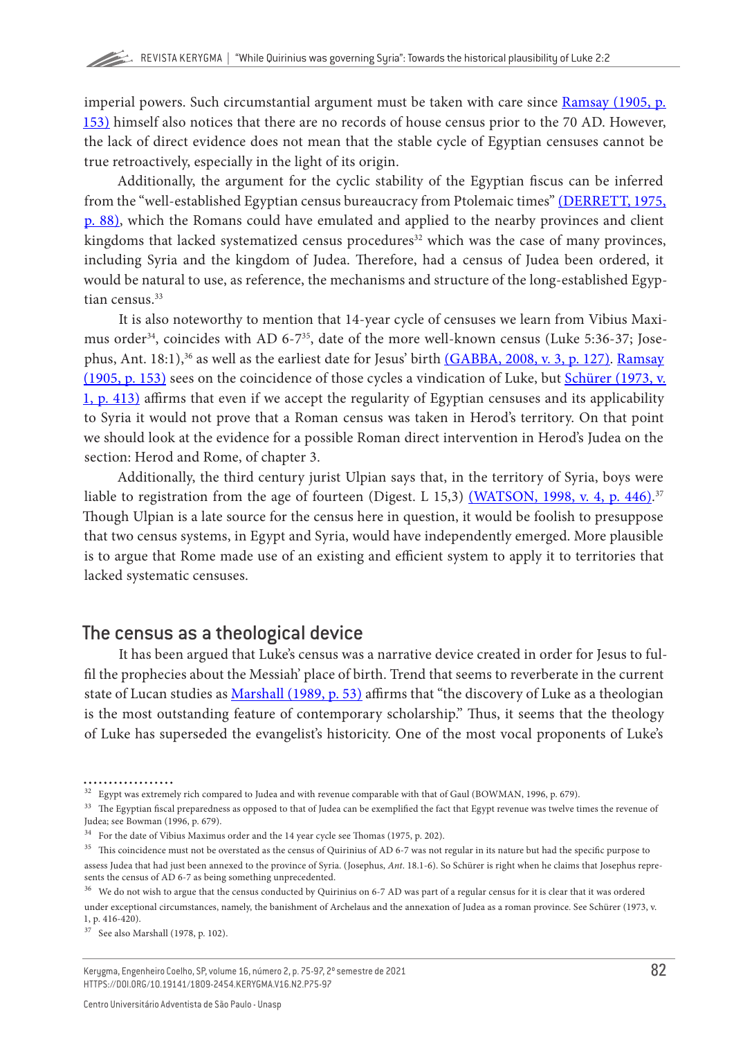imperial powers. Such circumstantial argument must be taken with care since Ramsay (1905, p. 153) himself also notices that there are no records of house census prior to the 70 AD. However, the lack of direct evidence does not mean that the stable cycle of Egyptian censuses cannot be true retroactively, especially in the light of its origin.

Additionally, the argument for the cyclic stability of the Egyptian fiscus can be inferred from the "well-established Egyptian census bureaucracy from Ptolemaic times" (DERRETT, 1975, p. 88), which the Romans could have emulated and applied to the nearby provinces and client kingdoms that lacked systematized census procedures[32] which was the case of many provinces, including Syria and the kingdom of Judea. Therefore, had a census of Judea been ordered, it would be natural to use, as reference, the mechanisms and structure of the long-established Egyptian census.[33]

It is also noteworthy to mention that 14-year cycle of censuses we learn from Vibius Maximus order[34], coincides with AD 6-7[35], date of the more well-known census (Luke 5:36-37; Josephus, Ant. 18:1),[36] as well as the earliest date for Jesus' birth (GABBA, 2008, v. 3, p. 127). Ramsay (1905, p. 153) sees on the coincidence of those cycles a vindication of Luke, but Schürer (1973, v. 1, p. 413) affirms that even if we accept the regularity of Egyptian censuses and its applicability to Syria it would not prove that a Roman census was taken in Herod's territory. On that point we should look at the evidence for a possible Roman direct intervention in Herod's Judea on the section: Herod and Rome, of chapter 3.

Additionally, the third century jurist Ulpian says that, in the territory of Syria, boys were liable to registration from the age of fourteen (Digest. L 15,3) (WATSON, 1998, v. 4, p. 446).[37] Though Ulpian is a late source for the census here in question, it would be foolish to presuppose that two census systems, in Egypt and Syria, would have independently emerged. More plausible is to argue that Rome made use of an existing and efficient system to apply it to territories that lacked systematic censuses.

## The census as a theological device

It has been argued that Luke's census was a narrative device created in order for Jesus to fulfil the prophecies about the Messiah' place of birth. Trend that seems to reverberate in the current state of Lucan studies as Marshall (1989, p. 53) affirms that "the discovery of Luke as a theologian is the most outstanding feature of contemporary scholarship." Thus, it seems that the theology of Luke has superseded the evangelist's historicity. One of the most vocal proponents of Luke's

---

[32] Egypt was extremely rich compared to Judea and with revenue comparable with that of Gaul (BOWMAN, 1996, p. 679).

[33] The Egyptian fiscal preparedness as opposed to that of Judea can be exemplified the fact that Egypt revenue was twelve times the revenue of Judea; see Bowman (1996, p. 679).

[34] For the date of Vibius Maximus order and the 14 year cycle see Thomas (1975, p. 202).

[35] This coincidence must not be overstated as the census of Quirinius of AD 6-7 was not regular in its nature but had the specific purpose to assess Judea that had just been annexed to the province of Syria. (Josephus, *Ant*. 18.1-6). So Schürer is right when he claims that Josephus represents the census of AD 6-7 as being something unprecedented.

[36] We do not wish to argue that the census conducted by Quirinius on 6-7 AD was part of a regular census for it is clear that it was ordered under exceptional circumstances, namely, the banishment of Archelaus and the annexation of Judea as a roman province. See Schürer (1973, v. 1, p. 416-420).

[37] See also Marshall (1978, p. 102).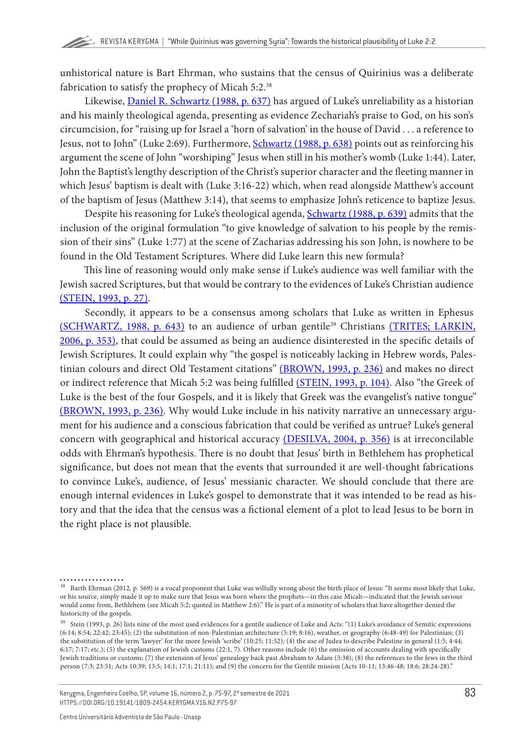unhistorical nature is Bart Ehrman, who sustains that the census of Quirinius was a deliberate fabrication to satisfy the prophecy of Micah 5:2.[38]

Likewise, Daniel R. Schwartz (1988, p. 637) has argued of Luke's unreliability as a historian and his mainly theological agenda, presenting as evidence Zechariah's praise to God, on his son's circumcision, for "raising up for Israel a 'horn of salvation' in the house of David . . . a reference to Jesus, not to John" (Luke 2:69). Furthermore, Schwartz (1988, p. 638) points out as reinforcing his argument the scene of John "worshiping" Jesus when still in his mother's womb (Luke 1:44). Later, John the Baptist's lengthy description of the Christ's superior character and the fleeting manner in which Jesus' baptism is dealt with (Luke 3:16-22) which, when read alongside Matthew's account of the baptism of Jesus (Matthew 3:14), that seems to emphasize John's reticence to baptize Jesus.

Despite his reasoning for Luke's theological agenda, Schwartz (1988, p. 639) admits that the inclusion of the original formulation "to give knowledge of salvation to his people by the remission of their sins" (Luke 1:77) at the scene of Zacharias addressing his son John, is nowhere to be found in the Old Testament Scriptures. Where did Luke learn this new formula?

This line of reasoning would only make sense if Luke's audience was well familiar with the Jewish sacred Scriptures, but that would be contrary to the evidences of Luke's Christian audience (STEIN, 1993, p. 27).

Secondly, it appears to be a consensus among scholars that Luke as written in Ephesus (SCHWARTZ, 1988, p. 643) to an audience of urban gentile[39] Christians (TRITES; LARKIN, 2006, p. 353), that could be assumed as being an audience disinterested in the specific details of Jewish Scriptures. It could explain why "the gospel is noticeably lacking in Hebrew words, Palestinian colours and direct Old Testament citations" (BROWN, 1993, p. 236) and makes no direct or indirect reference that Micah 5:2 was being fulfilled (STEIN, 1993, p. 104). Also "the Greek of Luke is the best of the four Gospels, and it is likely that Greek was the evangelist's native tongue" (BROWN, 1993, p. 236). Why would Luke include in his nativity narrative an unnecessary argument for his audience and a conscious fabrication that could be verified as untrue? Luke's general concern with geographical and historical accuracy (DESILVA, 2004, p. 356) is at irreconcilable odds with Ehrman's hypothesis. There is no doubt that Jesus' birth in Bethlehem has prophetical significance, but does not mean that the events that surrounded it are well-thought fabrications to convince Luke's, audience, of Jesus' messianic character. We should conclude that there are enough internal evidences in Luke's gospel to demonstrate that it was intended to be read as history and that the idea that the census was a fictional element of a plot to lead Jesus to be born in the right place is not plausible.

---

[38] Barth Ehrman (2012, p. 569) is a vocal proponent that Luke was wilfully wrong about the birth place of Jesus: "It seems most likely that Luke, or his source, simply made it up to make sure that Jesus was born where the prophets—in this case Micah—indicated that the Jewish saviour would come from, Bethlehem (see Micah 5:2; quoted in Matthew 2:6)." He is part of a minority of scholars that have altogether denied the historicity of the gospels.

[39] Stein (1993, p. 26) lists nine of the most used evidences for a gentile audience of Luke and Acts: "(1) Luke's avoidance of Semitic expressions (6:14; 8:54; 22:42; 23:45); (2) the substitution of non-Palestinian architecture (5:19; 8:16), weather, or geography (6:48-49) for Palestinian; (3) the substitution of the term 'lawyer' for the more Jewish 'scribe' (10:25; 11:52); (4) the use of Judea to describe Palestine in general (1:5; 4:44; 6:17; 7:17; etc.); (5) the explanation of Jewish customs (22:1, 7). Other reasons include (6) the omission of accounts dealing with specifically Jewish traditions or customs; (7) the extension of Jesus' genealogy back past Abraham to Adam (3:38); (8) the references to the Jews in the third person (7:3; 23:51; Acts 10:39; 13:5; 14:1; 17:1; 21:11); and (9) the concern for the Gentile mission (Acts 10-11; 13:46-48; 18:6; 28:24-28)."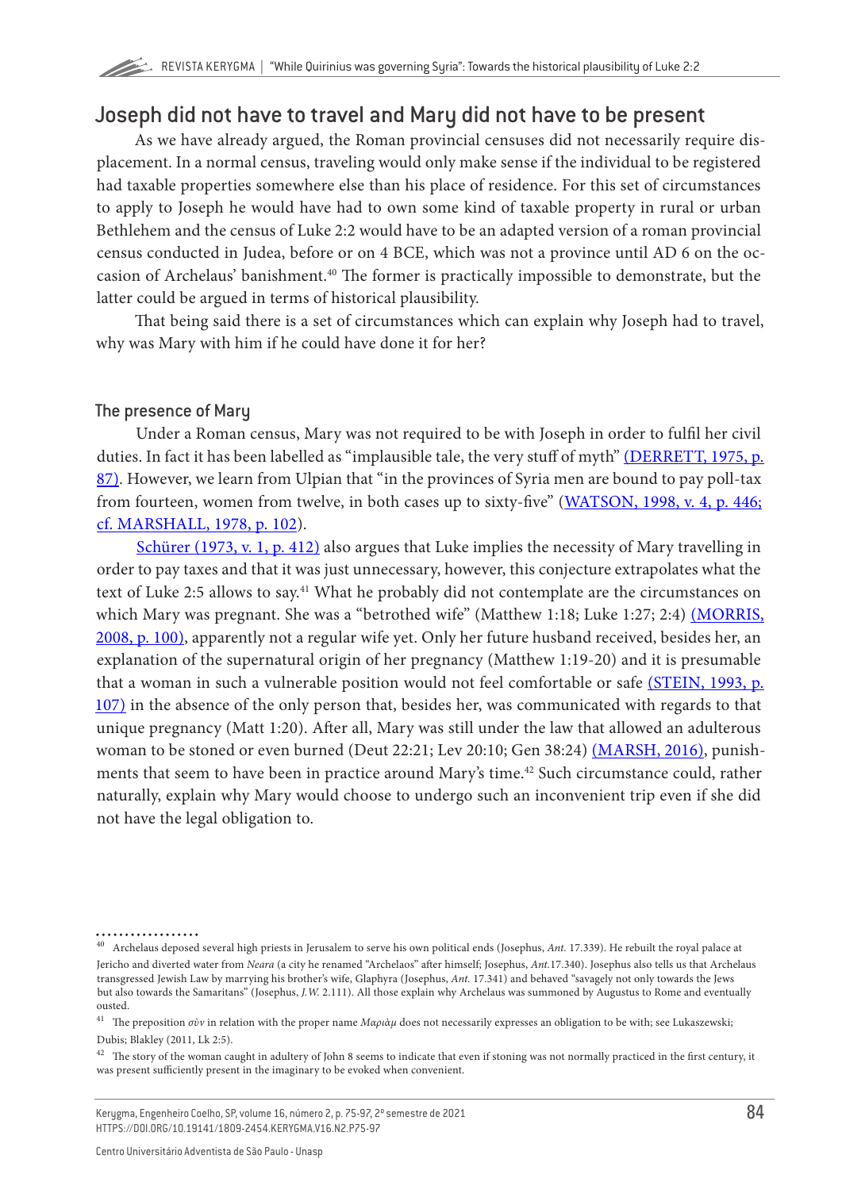## Joseph did not have to travel and Mary did not have to be present

As we have already argued, the Roman provincial censuses did not necessarily require displacement. In a normal census, traveling would only make sense if the individual to be registered had taxable properties somewhere else than his place of residence. For this set of circumstances to apply to Joseph he would have had to own some kind of taxable property in rural or urban Bethlehem and the census of Luke 2:2 would have to be an adapted version of a roman provincial census conducted in Judea, before or on 4 BCE, which was not a province until AD 6 on the occasion of Archelaus' banishment.[40] The former is practically impossible to demonstrate, but the latter could be argued in terms of historical plausibility.

That being said there is a set of circumstances which can explain why Joseph had to travel, why was Mary with him if he could have done it for her?

### The presence of Mary

Under a Roman census, Mary was not required to be with Joseph in order to fulfil her civil duties. In fact it has been labelled as "implausible tale, the very stuff of myth" (DERRETT, 1975, p. 87). However, we learn from Ulpian that "in the provinces of Syria men are bound to pay poll-tax from fourteen, women from twelve, in both cases up to sixty-five" (WATSON, 1998, v. 4, p. 446; cf. MARSHALL, 1978, p. 102).

Schürer (1973, v. 1, p. 412) also argues that Luke implies the necessity of Mary travelling in order to pay taxes and that it was just unnecessary, however, this conjecture extrapolates what the text of Luke 2:5 allows to say.[41] What he probably did not contemplate are the circumstances on which Mary was pregnant. She was a "betrothed wife" (Matthew 1:18; Luke 1:27; 2:4) (MORRIS, 2008, p. 100), apparently not a regular wife yet. Only her future husband received, besides her, an explanation of the supernatural origin of her pregnancy (Matthew 1:19-20) and it is presumable that a woman in such a vulnerable position would not feel comfortable or safe (STEIN, 1993, p. 107) in the absence of the only person that, besides her, was communicated with regards to that unique pregnancy (Matt 1:20). After all, Mary was still under the law that allowed an adulterous woman to be stoned or even burned (Deut 22:21; Lev 20:10; Gen 38:24) (MARSH, 2016), punishments that seem to have been in practice around Mary's time.[42] Such circumstance could, rather naturally, explain why Mary would choose to undergo such an inconvenient trip even if she did not have the legal obligation to.

---

[40] Archelaus deposed several high priests in Jerusalem to serve his own political ends (Josephus, *Ant.* 17.339). He rebuilt the royal palace at Jericho and diverted water from *Neara* (a city he renamed "Archelaos" after himself; Josephus, *Ant.*17.340). Josephus also tells us that Archelaus transgressed Jewish Law by marrying his brother's wife, Glaphyra (Josephus, *Ant.* 17.341) and behaved "savagely not only towards the Jews but also towards the Samaritans" (Josephus, *J.W.* 2.111). All those explain why Archelaus was summoned by Augustus to Rome and eventually ousted.

[41] The preposition *σὺν* in relation with the proper name *Μαριὰμ* does not necessarily expresses an obligation to be with; see Lukaszewski; Dubis; Blakley (2011, Lk 2:5).

[42] The story of the woman caught in adultery of John 8 seems to indicate that even if stoning was not normally practiced in the first century, it was present sufficiently present in the imaginary to be evoked when convenient.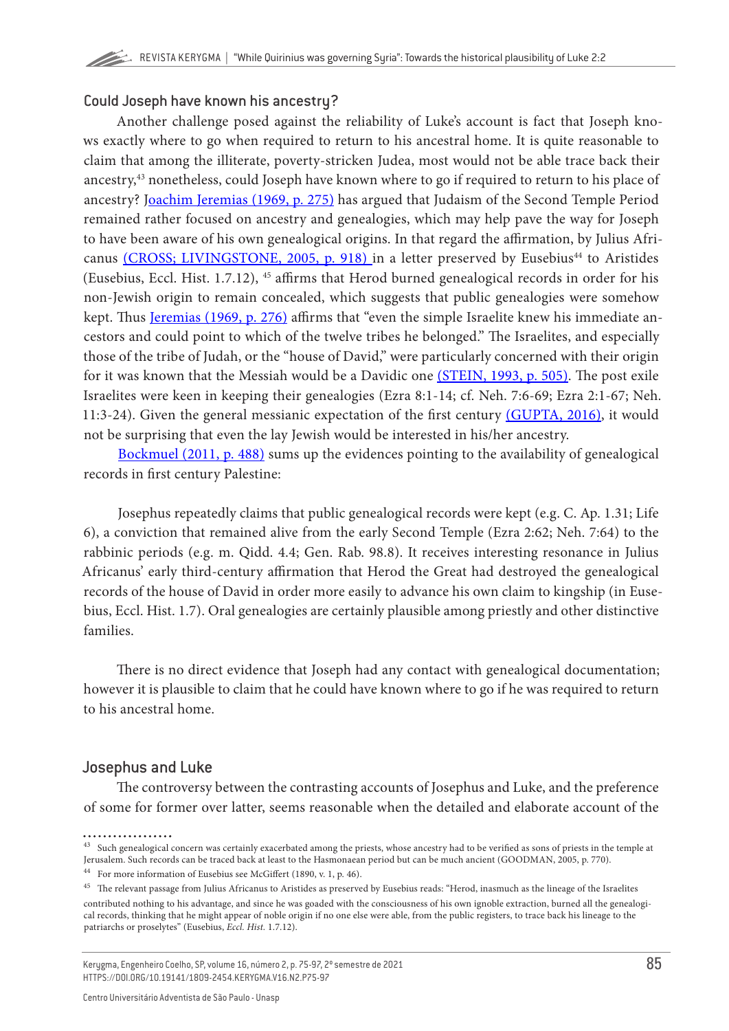### Could Joseph have known his ancestry?

Another challenge posed against the reliability of Luke's account is fact that Joseph knows exactly where to go when required to return to his ancestral home. It is quite reasonable to claim that among the illiterate, poverty-stricken Judea, most would not be able trace back their ancestry,[43] nonetheless, could Joseph have known where to go if required to return to his place of ancestry? Joachim Jeremias (1969, p. 275) has argued that Judaism of the Second Temple Period remained rather focused on ancestry and genealogies, which may help pave the way for Joseph to have been aware of his own genealogical origins. In that regard the affirmation, by Julius Africanus (CROSS; LIVINGSTONE, 2005, p. 918) in a letter preserved by Eusebius[44] to Aristides (Eusebius, Eccl. Hist. 1.7.12), [45] affirms that Herod burned genealogical records in order for his non-Jewish origin to remain concealed, which suggests that public genealogies were somehow kept. Thus Jeremias (1969, p. 276) affirms that "even the simple Israelite knew his immediate ancestors and could point to which of the twelve tribes he belonged." The Israelites, and especially those of the tribe of Judah, or the "house of David," were particularly concerned with their origin for it was known that the Messiah would be a Davidic one (STEIN, 1993, p. 505). The post exile Israelites were keen in keeping their genealogies (Ezra 8:1-14; cf. Neh. 7:6-69; Ezra 2:1-67; Neh. 11:3-24). Given the general messianic expectation of the first century (GUPTA, 2016), it would not be surprising that even the lay Jewish would be interested in his/her ancestry.

Bockmuel (2011, p. 488) sums up the evidences pointing to the availability of genealogical records in first century Palestine:

> Josephus repeatedly claims that public genealogical records were kept (e.g. C. Ap. 1.31; Life 6), a conviction that remained alive from the early Second Temple (Ezra 2:62; Neh. 7:64) to the rabbinic periods (e.g. m. Qidd. 4.4; Gen. Rab. 98.8). It receives interesting resonance in Julius Africanus' early third-century affirmation that Herod the Great had destroyed the genealogical records of the house of David in order more easily to advance his own claim to kingship (in Eusebius, Eccl. Hist. 1.7). Oral genealogies are certainly plausible among priestly and other distinctive families.

There is no direct evidence that Joseph had any contact with genealogical documentation; however it is plausible to claim that he could have known where to go if he was required to return to his ancestral home.

### Josephus and Luke

The controversy between the contrasting accounts of Josephus and Luke, and the preference of some for former over latter, seems reasonable when the detailed and elaborate account of the

---

[43] Such genealogical concern was certainly exacerbated among the priests, whose ancestry had to be verified as sons of priests in the temple at Jerusalem. Such records can be traced back at least to the Hasmonaean period but can be much ancient (GOODMAN, 2005, p. 770).

[44] For more information of Eusebius see McGiffert (1890, v. 1, p. 46).

[45] The relevant passage from Julius Africanus to Aristides as preserved by Eusebius reads: "Herod, inasmuch as the lineage of the Israelites contributed nothing to his advantage, and since he was goaded with the consciousness of his own ignoble extraction, burned all the genealogical records, thinking that he might appear of noble origin if no one else were able, from the public registers, to trace back his lineage to the patriarchs or proselytes" (Eusebius, *Eccl. Hist.* 1.7.12).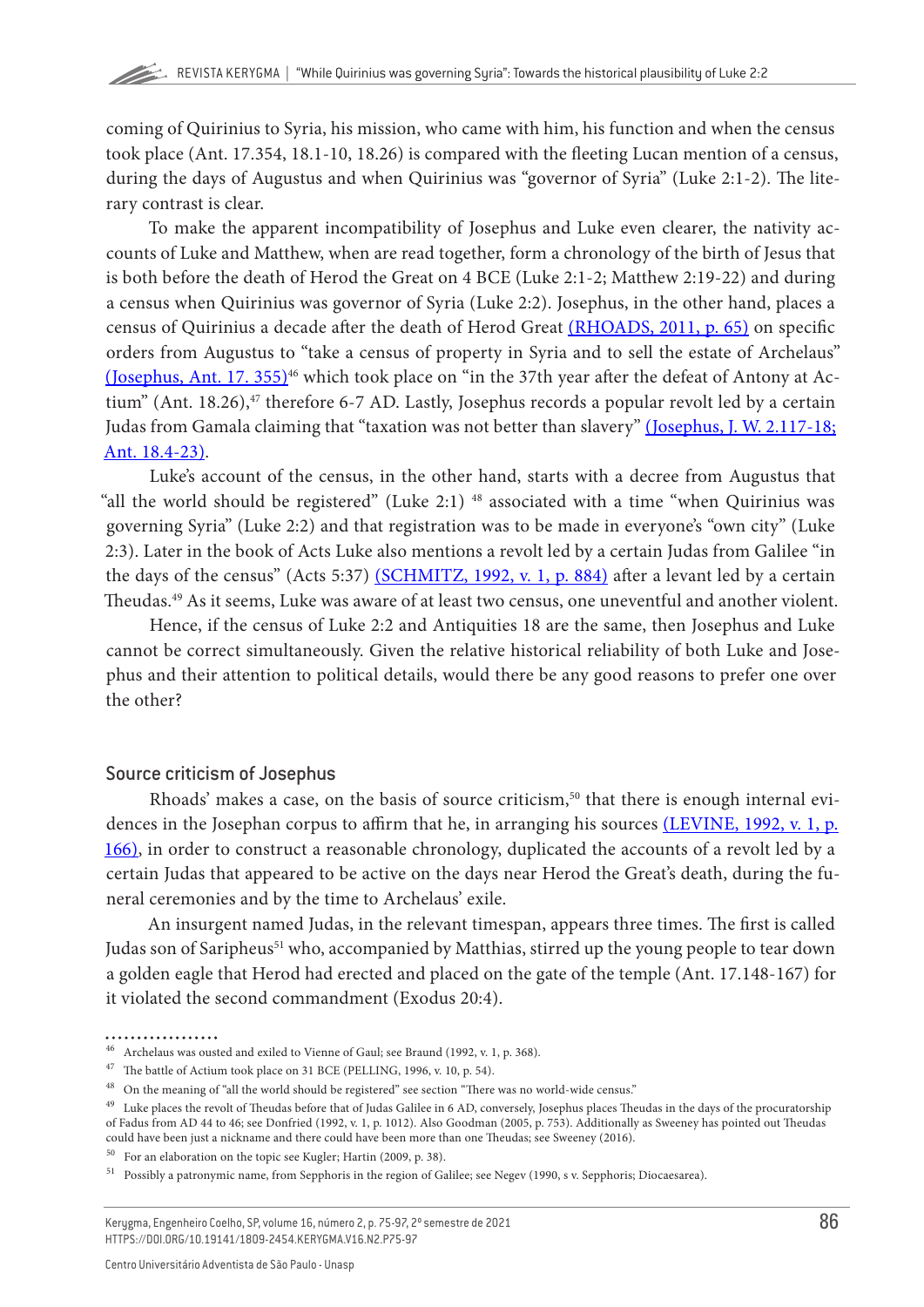coming of Quirinius to Syria, his mission, who came with him, his function and when the census took place (Ant. 17.354, 18.1-10, 18.26) is compared with the fleeting Lucan mention of a census, during the days of Augustus and when Quirinius was "governor of Syria" (Luke 2:1-2). The literary contrast is clear.

To make the apparent incompatibility of Josephus and Luke even clearer, the nativity accounts of Luke and Matthew, when are read together, form a chronology of the birth of Jesus that is both before the death of Herod the Great on 4 BCE (Luke 2:1-2; Matthew 2:19-22) and during a census when Quirinius was governor of Syria (Luke 2:2). Josephus, in the other hand, places a census of Quirinius a decade after the death of Herod Great (RHOADS, 2011, p. 65) on specific orders from Augustus to "take a census of property in Syria and to sell the estate of Archelaus" (Josephus, Ant. 17. 355)[46] which took place on "in the 37th year after the defeat of Antony at Actium" (Ant. 18.26),[47] therefore 6-7 AD. Lastly, Josephus records a popular revolt led by a certain Judas from Gamala claiming that "taxation was not better than slavery" (Josephus, J. W. 2.117-18; Ant. 18.4-23).

Luke's account of the census, in the other hand, starts with a decree from Augustus that "all the world should be registered" (Luke 2:1) [48] associated with a time "when Quirinius was governing Syria" (Luke 2:2) and that registration was to be made in everyone's "own city" (Luke 2:3). Later in the book of Acts Luke also mentions a revolt led by a certain Judas from Galilee "in the days of the census" (Acts 5:37) (SCHMITZ, 1992, v. 1, p. 884) after a levant led by a certain Theudas.[49] As it seems, Luke was aware of at least two census, one uneventful and another violent.

Hence, if the census of Luke 2:2 and Antiquities 18 are the same, then Josephus and Luke cannot be correct simultaneously. Given the relative historical reliability of both Luke and Josephus and their attention to political details, would there be any good reasons to prefer one over the other?

## Source criticism of Josephus

Rhoads' makes a case, on the basis of source criticism,[50] that there is enough internal evidences in the Josephan corpus to affirm that he, in arranging his sources (LEVINE, 1992, v. 1, p. 166), in order to construct a reasonable chronology, duplicated the accounts of a revolt led by a certain Judas that appeared to be active on the days near Herod the Great's death, during the funeral ceremonies and by the time to Archelaus' exile.

An insurgent named Judas, in the relevant timespan, appears three times. The first is called Judas son of Saripheus[51] who, accompanied by Matthias, stirred up the young people to tear down a golden eagle that Herod had erected and placed on the gate of the temple (Ant. 17.148-167) for it violated the second commandment (Exodus 20:4).

---

[46] Archelaus was ousted and exiled to Vienne of Gaul; see Braund (1992, v. 1, p. 368).

[47] The battle of Actium took place on 31 BCE (PELLING, 1996, v. 10, p. 54).

[48] On the meaning of "all the world should be registered" see section "There was no world-wide census."

[49] Luke places the revolt of Theudas before that of Judas Galilee in 6 AD, conversely, Josephus places Theudas in the days of the procuratorship of Fadus from AD 44 to 46; see Donfried (1992, v. 1, p. 1012). Also Goodman (2005, p. 753). Additionally as Sweeney has pointed out Theudas could have been just a nickname and there could have been more than one Theudas; see Sweeney (2016).

[50] For an elaboration on the topic see Kugler; Hartin (2009, p. 38).

[51] Possibly a patronymic name, from Sepphoris in the region of Galilee; see Negev (1990, s v. Sepphoris; Diocaesarea).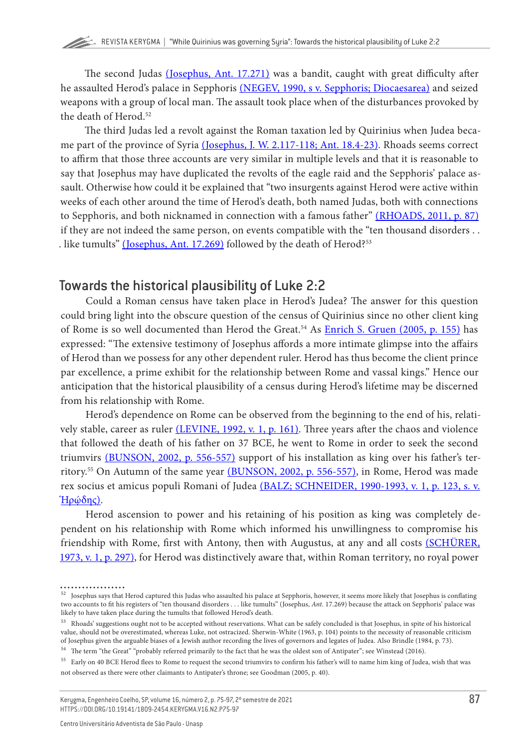The second Judas (Josephus, Ant. 17.271) was a bandit, caught with great difficulty after he assaulted Herod's palace in Sepphoris (NEGEV, 1990, s v. Sepphoris; Diocaesarea) and seized weapons with a group of local man. The assault took place when of the disturbances provoked by the death of Herod.[52]

The third Judas led a revolt against the Roman taxation led by Quirinius when Judea became part of the province of Syria (Josephus, J. W. 2.117-118; Ant. 18.4-23). Rhoads seems correct to affirm that those three accounts are very similar in multiple levels and that it is reasonable to say that Josephus may have duplicated the revolts of the eagle raid and the Sepphoris' palace assault. Otherwise how could it be explained that "two insurgents against Herod were active within weeks of each other around the time of Herod's death, both named Judas, both with connections to Sepphoris, and both nicknamed in connection with a famous father" (RHOADS, 2011, p. 87) if they are not indeed the same person, on events compatible with the "ten thousand disorders . . . like tumults" (Josephus, Ant. 17.269) followed by the death of Herod?[53]

## Towards the historical plausibility of Luke 2:2

Could a Roman census have taken place in Herod's Judea? The answer for this question could bring light into the obscure question of the census of Quirinius since no other client king of Rome is so well documented than Herod the Great.[54] As Enrich S. Gruen (2005, p. 155) has expressed: "The extensive testimony of Josephus affords a more intimate glimpse into the affairs of Herod than we possess for any other dependent ruler. Herod has thus become the client prince par excellence, a prime exhibit for the relationship between Rome and vassal kings." Hence our anticipation that the historical plausibility of a census during Herod's lifetime may be discerned from his relationship with Rome.

Herod's dependence on Rome can be observed from the beginning to the end of his, relatively stable, career as ruler (LEVINE, 1992, v. 1, p. 161). Three years after the chaos and violence that followed the death of his father on 37 BCE, he went to Rome in order to seek the second triumvirs (BUNSON, 2002, p. 556-557) support of his installation as king over his father's territory.[55] On Autumn of the same year (BUNSON, 2002, p. 556-557), in Rome, Herod was made rex socius et amicus populi Romani of Judea (BALZ; SCHNEIDER, 1990-1993, v. 1, p. 123, s. v. Ἡρῴδης).

Herod ascension to power and his retaining of his position as king was completely dependent on his relationship with Rome which informed his unwillingness to compromise his friendship with Rome, first with Antony, then with Augustus, at any and all costs (SCHÜRER, 1973, v. 1, p. 297), for Herod was distinctively aware that, within Roman territory, no royal power

---

[52] Josephus says that Herod captured this Judas who assaulted his palace at Sepphoris, however, it seems more likely that Josephus is conflating two accounts to fit his registers of "ten thousand disorders . . . like tumults" (Josephus, *Ant.* 17.269) because the attack on Sepphoris' palace was likely to have taken place during the tumults that followed Herod's death.

[53] Rhoads' suggestions ought not to be accepted without reservations. What can be safely concluded is that Josephus, in spite of his historical value, should not be overestimated, whereas Luke, not ostracized. Sherwin-White (1963, p. 104) points to the necessity of reasonable criticism of Josephus given the arguable biases of a Jewish author recording the lives of governors and legates of Judea. Also Brindle (1984, p. 73).

[54] The term "the Great" "probably referred primarily to the fact that he was the oldest son of Antipater"; see Winstead (2016).

[55] Early on 40 BCE Herod flees to Rome to request the second triumvirs to confirm his father's will to name him king of Judea, wish that was not observed as there were other claimants to Antipater's throne; see Goodman (2005, p. 40).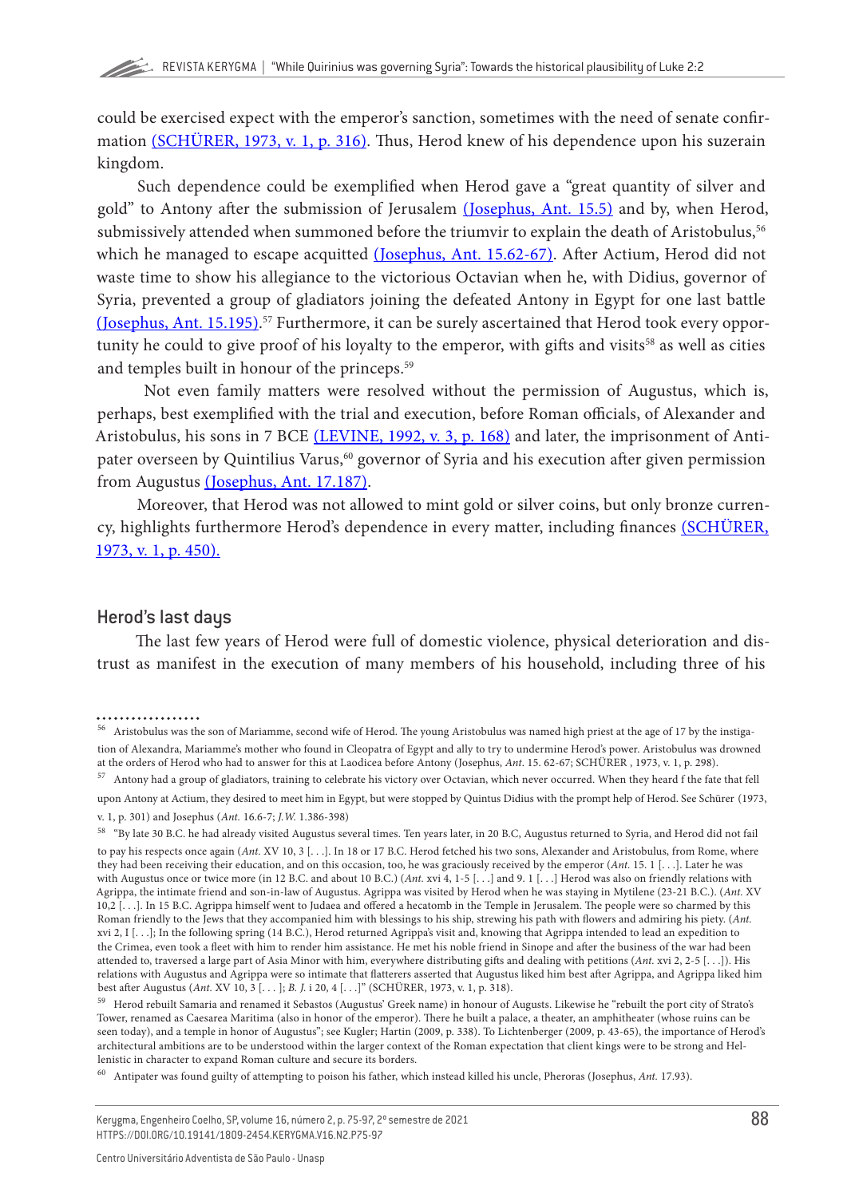could be exercised expect with the emperor's sanction, sometimes with the need of senate confirmation (SCHÜRER, 1973, v. 1, p. 316). Thus, Herod knew of his dependence upon his suzerain kingdom.

Such dependence could be exemplified when Herod gave a "great quantity of silver and gold" to Antony after the submission of Jerusalem (Josephus, Ant. 15.5) and by, when Herod, submissively attended when summoned before the triumvir to explain the death of Aristobulus,[56] which he managed to escape acquitted (Josephus, Ant. 15.62-67). After Actium, Herod did not waste time to show his allegiance to the victorious Octavian when he, with Didius, governor of Syria, prevented a group of gladiators joining the defeated Antony in Egypt for one last battle (Josephus, Ant. 15.195).[57] Furthermore, it can be surely ascertained that Herod took every opportunity he could to give proof of his loyalty to the emperor, with gifts and visits[58] as well as cities and temples built in honour of the princeps.[59]

Not even family matters were resolved without the permission of Augustus, which is, perhaps, best exemplified with the trial and execution, before Roman officials, of Alexander and Aristobulus, his sons in 7 BCE (LEVINE, 1992, v. 3, p. 168) and later, the imprisonment of Antipater overseen by Quintilius Varus,[60] governor of Syria and his execution after given permission from Augustus (Josephus, Ant. 17.187).

Moreover, that Herod was not allowed to mint gold or silver coins, but only bronze currency, highlights furthermore Herod's dependence in every matter, including finances (SCHÜRER, 1973, v. 1, p. 450).

## Herod's last days

The last few years of Herod were full of domestic violence, physical deterioration and distrust as manifest in the execution of many members of his household, including three of his

---

[56] Aristobulus was the son of Mariamme, second wife of Herod. The young Aristobulus was named high priest at the age of 17 by the instigation of Alexandra, Mariamme's mother who found in Cleopatra of Egypt and ally to try to undermine Herod's power. Aristobulus was drowned at the orders of Herod who had to answer for this at Laodicea before Antony (Josephus, *Ant*. 15. 62-67; SCHÜRER , 1973, v. 1, p. 298).

[57] Antony had a group of gladiators, training to celebrate his victory over Octavian, which never occurred. When they heard f the fate that fell upon Antony at Actium, they desired to meet him in Egypt, but were stopped by Quintus Didius with the prompt help of Herod. See Schürer (1973, v. 1, p. 301) and Josephus (*Ant.* 16.6-7; *J.W.* 1.386-398)

[58] "By late 30 B.C. he had already visited Augustus several times. Ten years later, in 20 B.C, Augustus returned to Syria, and Herod did not fail to pay his respects once again (*Ant.* XV 10, 3 [. . .]. In 18 or 17 B.C. Herod fetched his two sons, Alexander and Aristobulus, from Rome, where they had been receiving their education, and on this occasion, too, he was graciously received by the emperor (*Ant.* 15. 1 [. . .]. Later he was with Augustus once or twice more (in 12 B.C. and about 10 B.C.) (*Ant.* xvi 4, 1-5 [. . .] and 9. 1 [. . .] Herod was also on friendly relations with Agrippa, the intimate friend and son-in-law of Augustus. Agrippa was visited by Herod when he was staying in Mytilene (23-21 B.C.). (*Ant.* XV 10,2 [. . .]. In 15 B.C. Agrippa himself went to Judaea and offered a hecatomb in the Temple in Jerusalem. The people were so charmed by this Roman friendly to the Jews that they accompanied him with blessings to his ship, strewing his path with flowers and admiring his piety. (*Ant.* xvi 2, I [. . .]; In the following spring (14 B.C.), Herod returned Agrippa's visit and, knowing that Agrippa intended to lead an expedition to the Crimea, even took a fleet with him to render him assistance. He met his noble friend in Sinope and after the business of the war had been attended to, traversed a large part of Asia Minor with him, everywhere distributing gifts and dealing with petitions (*Ant.* xvi 2, 2-5 [. . .]). His relations with Augustus and Agrippa were so intimate that flatterers asserted that Augustus liked him best after Agrippa, and Agrippa liked him best after Augustus (*Ant.* XV 10, 3 [. . . ]; *B. J.* i 20, 4 [. . .]" (SCHÜRER, 1973, v. 1, p. 318).

[59] Herod rebuilt Samaria and renamed it Sebastos (Augustus' Greek name) in honour of Augusts. Likewise he "rebuilt the port city of Strato's Tower, renamed as Caesarea Maritima (also in honor of the emperor). There he built a palace, a theater, an amphitheater (whose ruins can be seen today), and a temple in honor of Augustus"; see Kugler; Hartin (2009, p. 338). To Lichtenberger (2009, p. 43-65), the importance of Herod's architectural ambitions are to be understood within the larger context of the Roman expectation that client kings were to be strong and Hellenistic in character to expand Roman culture and secure its borders.

[60] Antipater was found guilty of attempting to poison his father, which instead killed his uncle, Pheroras (Josephus, *Ant.* 17.93).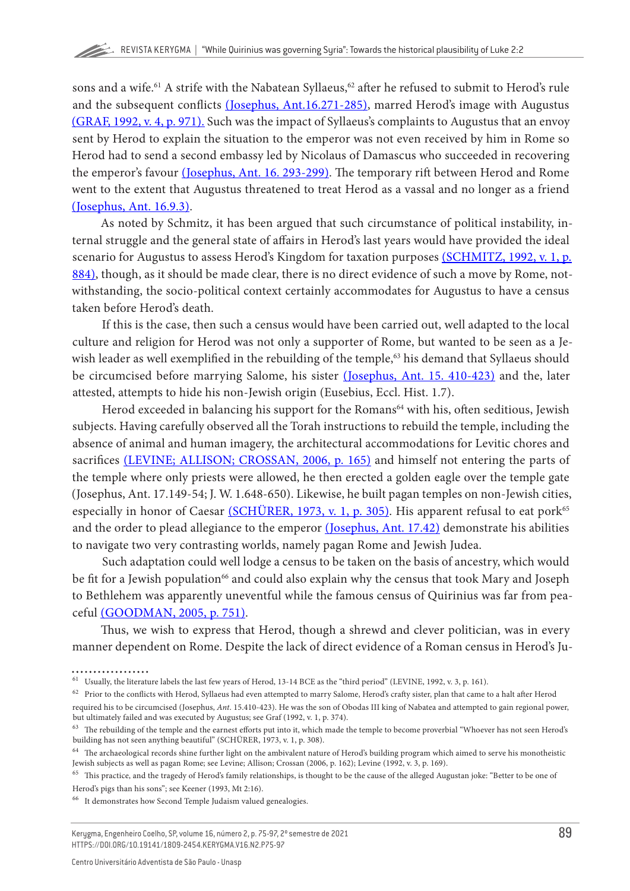sons and a wife.[61] A strife with the Nabatean Syllaeus,[62] after he refused to submit to Herod's rule and the subsequent conflicts (Josephus, Ant.16.271-285), marred Herod's image with Augustus (GRAF, 1992, v. 4, p. 971). Such was the impact of Syllaeus's complaints to Augustus that an envoy sent by Herod to explain the situation to the emperor was not even received by him in Rome so Herod had to send a second embassy led by Nicolaus of Damascus who succeeded in recovering the emperor's favour (Josephus, Ant. 16. 293-299). The temporary rift between Herod and Rome went to the extent that Augustus threatened to treat Herod as a vassal and no longer as a friend (Josephus, Ant. 16.9.3).

As noted by Schmitz, it has been argued that such circumstance of political instability, internal struggle and the general state of affairs in Herod's last years would have provided the ideal scenario for Augustus to assess Herod's Kingdom for taxation purposes (SCHMITZ, 1992, v. 1, p. 884), though, as it should be made clear, there is no direct evidence of such a move by Rome, notwithstanding, the socio-political context certainly accommodates for Augustus to have a census taken before Herod's death.

If this is the case, then such a census would have been carried out, well adapted to the local culture and religion for Herod was not only a supporter of Rome, but wanted to be seen as a Jewish leader as well exemplified in the rebuilding of the temple,[63] his demand that Syllaeus should be circumcised before marrying Salome, his sister (Josephus, Ant. 15. 410-423) and the, later attested, attempts to hide his non-Jewish origin (Eusebius, Eccl. Hist. 1.7).

Herod exceeded in balancing his support for the Romans[64] with his, often seditious, Jewish subjects. Having carefully observed all the Torah instructions to rebuild the temple, including the absence of animal and human imagery, the architectural accommodations for Levitic chores and sacrifices (LEVINE; ALLISON; CROSSAN, 2006, p. 165) and himself not entering the parts of the temple where only priests were allowed, he then erected a golden eagle over the temple gate (Josephus, Ant. 17.149-54; J. W. 1.648-650). Likewise, he built pagan temples on non-Jewish cities, especially in honor of Caesar (SCHÜRER, 1973, v. 1, p. 305). His apparent refusal to eat pork[65] and the order to plead allegiance to the emperor (Josephus, Ant. 17.42) demonstrate his abilities to navigate two very contrasting worlds, namely pagan Rome and Jewish Judea.

Such adaptation could well lodge a census to be taken on the basis of ancestry, which would be fit for a Jewish population[66] and could also explain why the census that took Mary and Joseph to Bethlehem was apparently uneventful while the famous census of Quirinius was far from peaceful (GOODMAN, 2005, p. 751).

Thus, we wish to express that Herod, though a shrewd and clever politician, was in every manner dependent on Rome. Despite the lack of direct evidence of a Roman census in Herod's Ju-

---

[61] Usually, the literature labels the last few years of Herod, 13-14 BCE as the "third period" (LEVINE, 1992, v. 3, p. 161).

[62] Prior to the conflicts with Herod, Syllaeus had even attempted to marry Salome, Herod's crafty sister, plan that came to a halt after Herod required his to be circumcised (Josephus, *Ant*. 15.410-423). He was the son of Obodas III king of Nabatea and attempted to gain regional power, but ultimately failed and was executed by Augustus; see Graf (1992, v. 1, p. 374).

[63] The rebuilding of the temple and the earnest efforts put into it, which made the temple to become proverbial "Whoever has not seen Herod's building has not seen anything beautiful" (SCHÜRER, 1973, v. 1, p. 308).

[64] The archaeological records shine further light on the ambivalent nature of Herod's building program which aimed to serve his monotheistic Jewish subjects as well as pagan Rome; see Levine; Allison; Crossan (2006, p. 162); Levine (1992, v. 3, p. 169).

[65] This practice, and the tragedy of Herod's family relationships, is thought to be the cause of the alleged Augustan joke: "Better to be one of Herod's pigs than his sons"; see Keener (1993, Mt 2:16).

[66] It demonstrates how Second Temple Judaism valued genealogies.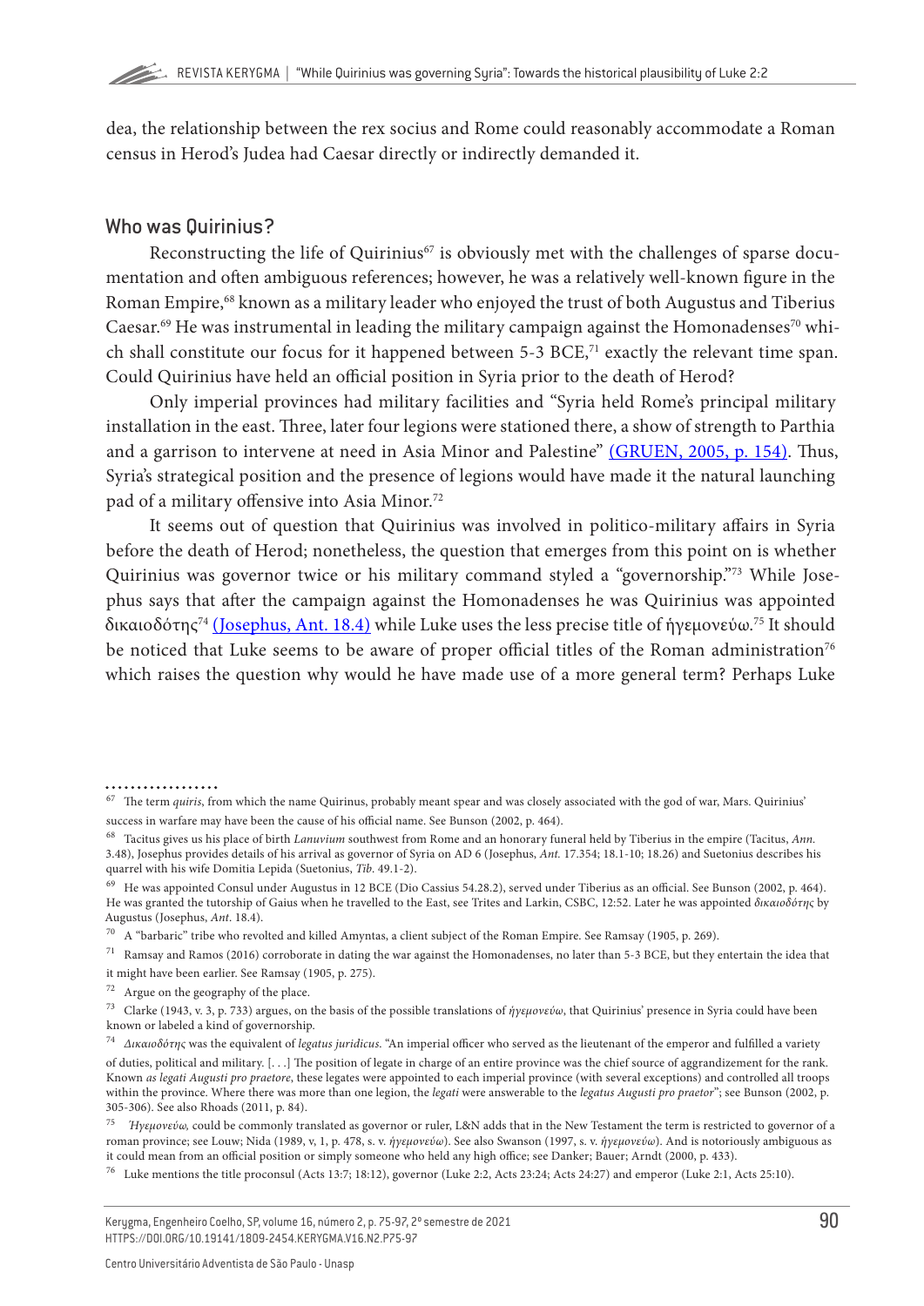dea, the relationship between the rex socius and Rome could reasonably accommodate a Roman census in Herod's Judea had Caesar directly or indirectly demanded it.

## Who was Quirinius?

Reconstructing the life of Quirinius[67] is obviously met with the challenges of sparse documentation and often ambiguous references; however, he was a relatively well-known figure in the Roman Empire,[68] known as a military leader who enjoyed the trust of both Augustus and Tiberius Caesar.[69] He was instrumental in leading the military campaign against the Homonadenses[70] which shall constitute our focus for it happened between 5-3 BCE,[71] exactly the relevant time span. Could Quirinius have held an official position in Syria prior to the death of Herod?

Only imperial provinces had military facilities and "Syria held Rome's principal military installation in the east. Three, later four legions were stationed there, a show of strength to Parthia and a garrison to intervene at need in Asia Minor and Palestine" (GRUEN, 2005, p. 154). Thus, Syria's strategical position and the presence of legions would have made it the natural launching pad of a military offensive into Asia Minor.[72]

It seems out of question that Quirinius was involved in politico-military affairs in Syria before the death of Herod; nonetheless, the question that emerges from this point on is whether Quirinius was governor twice or his military command styled a "governorship."[73] While Josephus says that after the campaign against the Homonadenses he was Quirinius was appointed δικαιοδότης[74] (Josephus, Ant. 18.4) while Luke uses the less precise title of ἡγεμονεύω.[75] It should be noticed that Luke seems to be aware of proper official titles of the Roman administration[76] which raises the question why would he have made use of a more general term? Perhaps Luke

---

[67] The term *quiris*, from which the name Quirinus, probably meant spear and was closely associated with the god of war, Mars. Quirinius' success in warfare may have been the cause of his official name. See Bunson (2002, p. 464).

[68] Tacitus gives us his place of birth *Lanuvium* southwest from Rome and an honorary funeral held by Tiberius in the empire (Tacitus, *Ann.* 3.48), Josephus provides details of his arrival as governor of Syria on AD 6 (Josephus, *Ant.* 17.354; 18.1-10; 18.26) and Suetonius describes his quarrel with his wife Domitia Lepida (Suetonius, *Tib.* 49.1-2).

[69] He was appointed Consul under Augustus in 12 BCE (Dio Cassius 54.28.2), served under Tiberius as an official. See Bunson (2002, p. 464). He was granted the tutorship of Gaius when he travelled to the East, see Trites and Larkin, CSBC, 12:52. Later he was appointed *δικαιοδότης* by Augustus (Josephus, *Ant*. 18.4).

[70] A "barbaric" tribe who revolted and killed Amyntas, a client subject of the Roman Empire. See Ramsay (1905, p. 269).

[71] Ramsay and Ramos (2016) corroborate in dating the war against the Homonadenses, no later than 5-3 BCE, but they entertain the idea that it might have been earlier. See Ramsay (1905, p. 275).

[72] Argue on the geography of the place.

[73] Clarke (1943, v. 3, p. 733) argues, on the basis of the possible translations of *ἡγεμονεύω*, that Quirinius' presence in Syria could have been known or labeled a kind of governorship.

[74] *Δικαιοδότης* was the equivalent of *legatus juridicus*. "An imperial officer who served as the lieutenant of the emperor and fulfilled a variety of duties, political and military. [. . .] The position of legate in charge of an entire province was the chief source of aggrandizement for the rank. Known *as legati Augusti pro praetore*, these legates were appointed to each imperial province (with several exceptions) and controlled all troops within the province. Where there was more than one legion, the *legati* were answerable to the *legatus Augusti pro praetor*"; see Bunson (2002, p. 305-306). See also Rhoads (2011, p. 84).

[75] *Ἡγεμονεύω,* could be commonly translated as governor or ruler, L&N adds that in the New Testament the term is restricted to governor of a roman province; see Louw; Nida (1989, v, 1, p. 478, s. v. *ἡγεμονεύω*). See also Swanson (1997, s. v. *ἡγεμονεύω*). And is notoriously ambiguous as it could mean from an official position or simply someone who held any high office; see Danker; Bauer; Arndt (2000, p. 433).

[76] Luke mentions the title proconsul (Acts 13:7; 18:12), governor (Luke 2:2, Acts 23:24; Acts 24:27) and emperor (Luke 2:1, Acts 25:10).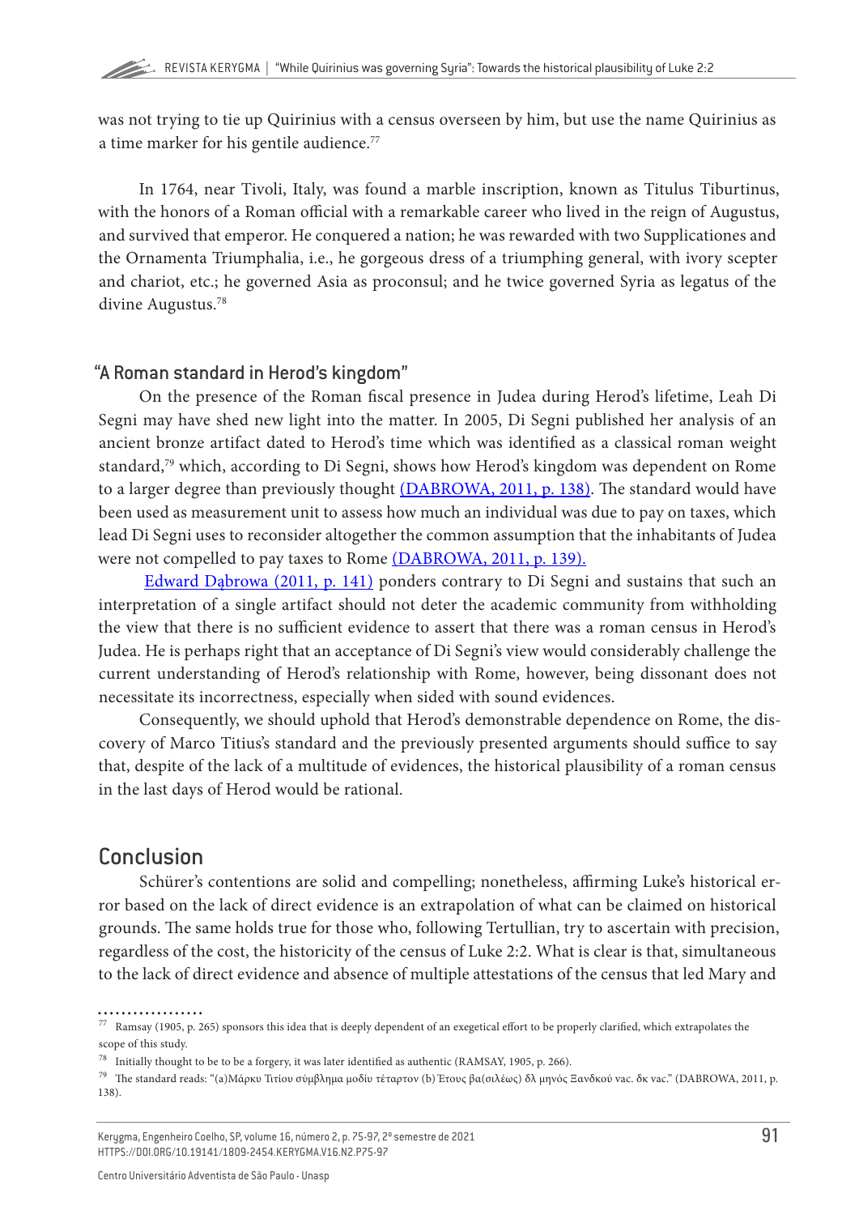was not trying to tie up Quirinius with a census overseen by him, but use the name Quirinius as a time marker for his gentile audience.[77]

In 1764, near Tivoli, Italy, was found a marble inscription, known as Titulus Tiburtinus, with the honors of a Roman official with a remarkable career who lived in the reign of Augustus, and survived that emperor. He conquered a nation; he was rewarded with two Supplicationes and the Ornamenta Triumphalia, i.e., he gorgeous dress of a triumphing general, with ivory scepter and chariot, etc.; he governed Asia as proconsul; and he twice governed Syria as legatus of the divine Augustus.[78]

### "A Roman standard in Herod's kingdom"

On the presence of the Roman fiscal presence in Judea during Herod's lifetime, Leah Di Segni may have shed new light into the matter. In 2005, Di Segni published her analysis of an ancient bronze artifact dated to Herod's time which was identified as a classical roman weight standard,[79] which, according to Di Segni, shows how Herod's kingdom was dependent on Rome to a larger degree than previously thought (DABROWA, 2011, p. 138). The standard would have been used as measurement unit to assess how much an individual was due to pay on taxes, which lead Di Segni uses to reconsider altogether the common assumption that the inhabitants of Judea were not compelled to pay taxes to Rome (DABROWA, 2011, p. 139).

Edward Dąbrowa (2011, p. 141) ponders contrary to Di Segni and sustains that such an interpretation of a single artifact should not deter the academic community from withholding the view that there is no sufficient evidence to assert that there was a roman census in Herod's Judea. He is perhaps right that an acceptance of Di Segni's view would considerably challenge the current understanding of Herod's relationship with Rome, however, being dissonant does not necessitate its incorrectness, especially when sided with sound evidences.

Consequently, we should uphold that Herod's demonstrable dependence on Rome, the discovery of Marco Titius's standard and the previously presented arguments should suffice to say that, despite of the lack of a multitude of evidences, the historical plausibility of a roman census in the last days of Herod would be rational.

## Conclusion

Schürer's contentions are solid and compelling; nonetheless, affirming Luke's historical error based on the lack of direct evidence is an extrapolation of what can be claimed on historical grounds. The same holds true for those who, following Tertullian, try to ascertain with precision, regardless of the cost, the historicity of the census of Luke 2:2. What is clear is that, simultaneous to the lack of direct evidence and absence of multiple attestations of the census that led Mary and

[77] Ramsay (1905, p. 265) sponsors this idea that is deeply dependent of an exegetical effort to be properly clarified, which extrapolates the scope of this study.

[78] Initially thought to be to be a forgery, it was later identified as authentic (RAMSAY, 1905, p. 266).

[79] The standard reads: "(a)Μάρκυ Τιτίου σύμβλημα μοδίυ τέταρτον (b) Έτους βα(σιλέως) δλ μηνός Ξανδκού vac. δκ vac." (DABROWA, 2011, p. 138).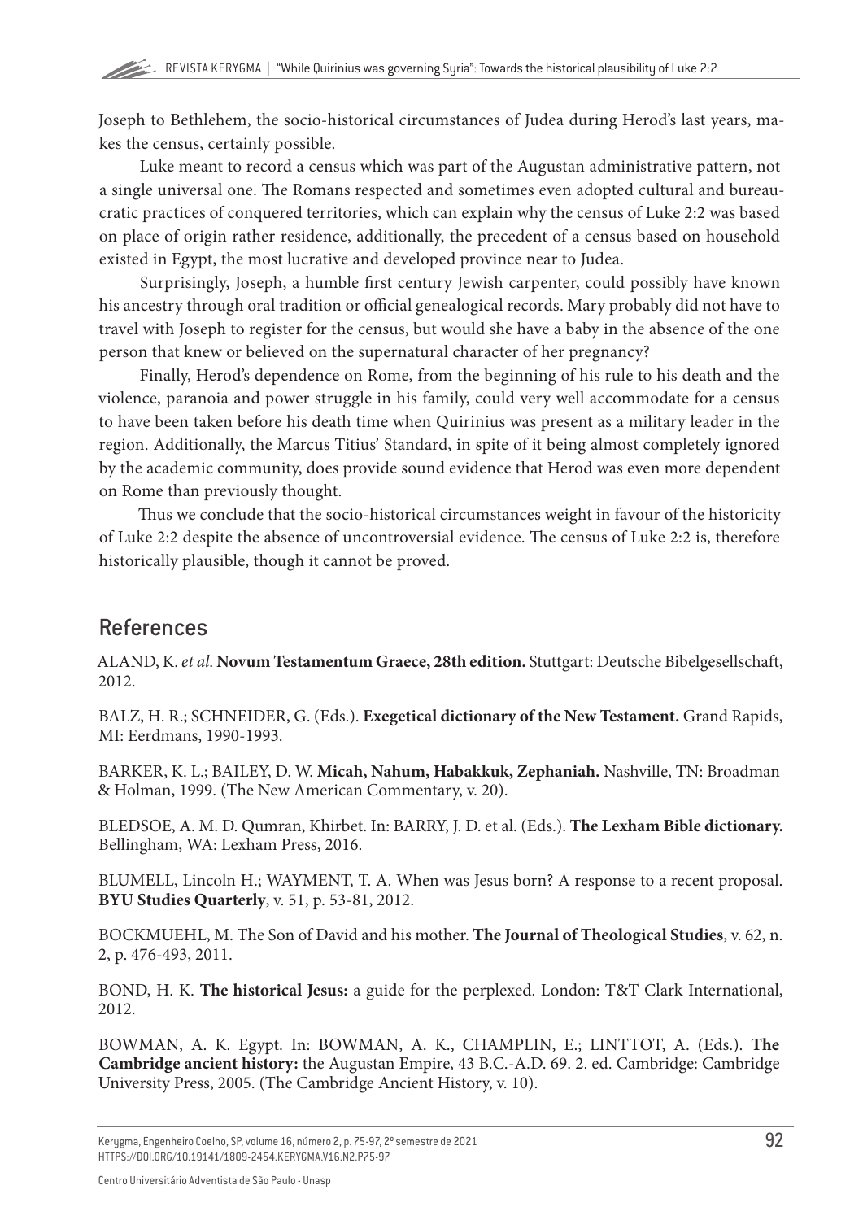Joseph to Bethlehem, the socio-historical circumstances of Judea during Herod's last years, makes the census, certainly possible.

Luke meant to record a census which was part of the Augustan administrative pattern, not a single universal one. The Romans respected and sometimes even adopted cultural and bureaucratic practices of conquered territories, which can explain why the census of Luke 2:2 was based on place of origin rather residence, additionally, the precedent of a census based on household existed in Egypt, the most lucrative and developed province near to Judea.

Surprisingly, Joseph, a humble first century Jewish carpenter, could possibly have known his ancestry through oral tradition or official genealogical records. Mary probably did not have to travel with Joseph to register for the census, but would she have a baby in the absence of the one person that knew or believed on the supernatural character of her pregnancy?

Finally, Herod's dependence on Rome, from the beginning of his rule to his death and the violence, paranoia and power struggle in his family, could very well accommodate for a census to have been taken before his death time when Quirinius was present as a military leader in the region. Additionally, the Marcus Titius' Standard, in spite of it being almost completely ignored by the academic community, does provide sound evidence that Herod was even more dependent on Rome than previously thought.

Thus we conclude that the socio-historical circumstances weight in favour of the historicity of Luke 2:2 despite the absence of uncontroversial evidence. The census of Luke 2:2 is, therefore historically plausible, though it cannot be proved.

## References

ALAND, K. *et al.* **Novum Testamentum Graece, 28th edition.** Stuttgart: Deutsche Bibelgesellschaft, 2012.

BALZ, H. R.; SCHNEIDER, G. (Eds.). **Exegetical dictionary of the New Testament.** Grand Rapids, MI: Eerdmans, 1990-1993.

BARKER, K. L.; BAILEY, D. W. **Micah, Nahum, Habakkuk, Zephaniah.** Nashville, TN: Broadman & Holman, 1999. (The New American Commentary, v. 20).

BLEDSOE, A. M. D. Qumran, Khirbet. In: BARRY, J. D. et al. (Eds.). **The Lexham Bible dictionary.** Bellingham, WA: Lexham Press, 2016.

BLUMELL, Lincoln H.; WAYMENT, T. A. When was Jesus born? A response to a recent proposal. **BYU Studies Quarterly**, v. 51, p. 53-81, 2012.

BOCKMUEHL, M. The Son of David and his mother. **The Journal of Theological Studies**, v. 62, n. 2, p. 476-493, 2011.

BOND, H. K. **The historical Jesus:** a guide for the perplexed. London: T&T Clark International, 2012.

BOWMAN, A. K. Egypt. In: BOWMAN, A. K., CHAMPLIN, E.; LINTTOT, A. (Eds.). **The Cambridge ancient history:** the Augustan Empire, 43 B.C.-A.D. 69. 2. ed. Cambridge: Cambridge University Press, 2005. (The Cambridge Ancient History, v. 10).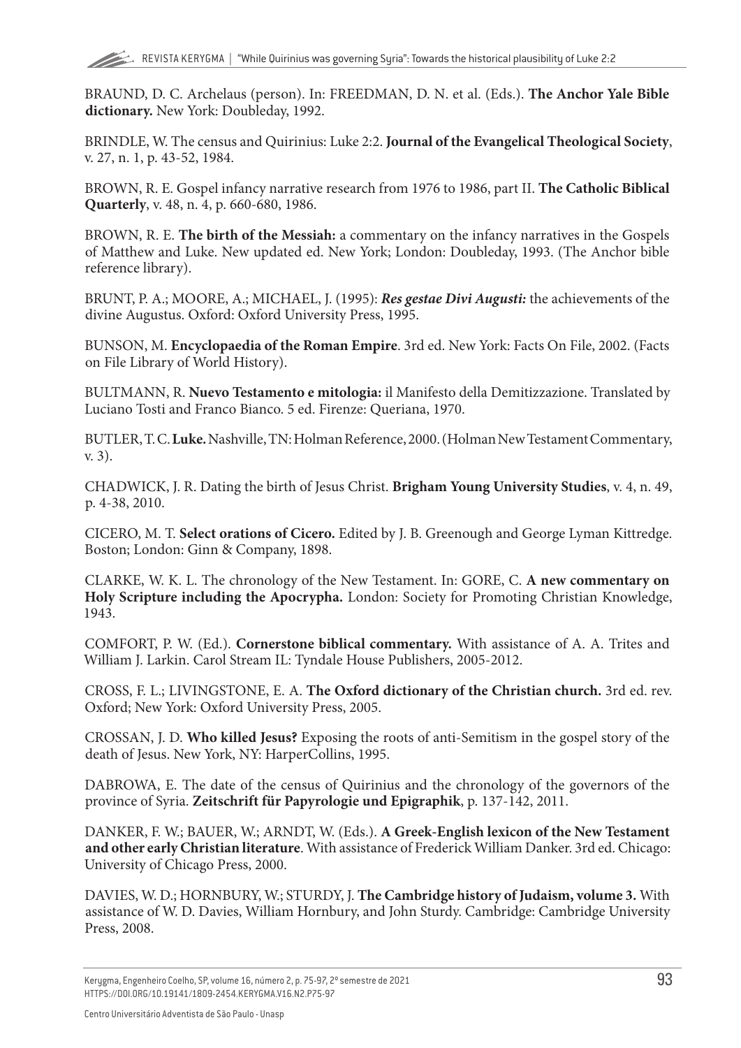BRAUND, D. C. Archelaus (person). In: FREEDMAN, D. N. et al. (Eds.). **The Anchor Yale Bible dictionary.** New York: Doubleday, 1992.

BRINDLE, W. The census and Quirinius: Luke 2:2. **Journal of the Evangelical Theological Society**, v. 27, n. 1, p. 43-52, 1984.

BROWN, R. E. Gospel infancy narrative research from 1976 to 1986, part II. **The Catholic Biblical Quarterly**, v. 48, n. 4, p. 660-680, 1986.

BROWN, R. E. **The birth of the Messiah:** a commentary on the infancy narratives in the Gospels of Matthew and Luke. New updated ed. New York; London: Doubleday, 1993. (The Anchor bible reference library).

BRUNT, P. A.; MOORE, A.; MICHAEL, J. (1995): ***Res gestae Divi Augusti:*** the achievements of the divine Augustus. Oxford: Oxford University Press, 1995.

BUNSON, M. **Encyclopaedia of the Roman Empire**. 3rd ed. New York: Facts On File, 2002. (Facts on File Library of World History).

BULTMANN, R. **Nuevo Testamento e mitologia:** il Manifesto della Demitizzazione. Translated by Luciano Tosti and Franco Bianco. 5 ed. Firenze: Queriana, 1970.

BUTLER, T. C. **Luke.** Nashville, TN: Holman Reference, 2000. (Holman New Testament Commentary, v. 3).

CHADWICK, J. R. Dating the birth of Jesus Christ. **Brigham Young University Studies**, v. 4, n. 49, p. 4-38, 2010.

CICERO, M. T. **Select orations of Cicero.** Edited by J. B. Greenough and George Lyman Kittredge. Boston; London: Ginn & Company, 1898.

CLARKE, W. K. L. The chronology of the New Testament. In: GORE, C. **A new commentary on Holy Scripture including the Apocrypha.** London: Society for Promoting Christian Knowledge, 1943.

COMFORT, P. W. (Ed.). **Cornerstone biblical commentary.** With assistance of A. A. Trites and William J. Larkin. Carol Stream IL: Tyndale House Publishers, 2005-2012.

CROSS, F. L.; LIVINGSTONE, E. A. **The Oxford dictionary of the Christian church.** 3rd ed. rev. Oxford; New York: Oxford University Press, 2005.

CROSSAN, J. D. **Who killed Jesus?** Exposing the roots of anti-Semitism in the gospel story of the death of Jesus. New York, NY: HarperCollins, 1995.

DABROWA, E. The date of the census of Quirinius and the chronology of the governors of the province of Syria. **Zeitschrift für Papyrologie und Epigraphik**, p. 137-142, 2011.

DANKER, F. W.; BAUER, W.; ARNDT, W. (Eds.). **A Greek-English lexicon of the New Testament and other early Christian literature**. With assistance of Frederick William Danker. 3rd ed. Chicago: University of Chicago Press, 2000.

DAVIES, W. D.; HORNBURY, W.; STURDY, J. **The Cambridge history of Judaism, volume 3.** With assistance of W. D. Davies, William Hornbury, and John Sturdy. Cambridge: Cambridge University Press, 2008.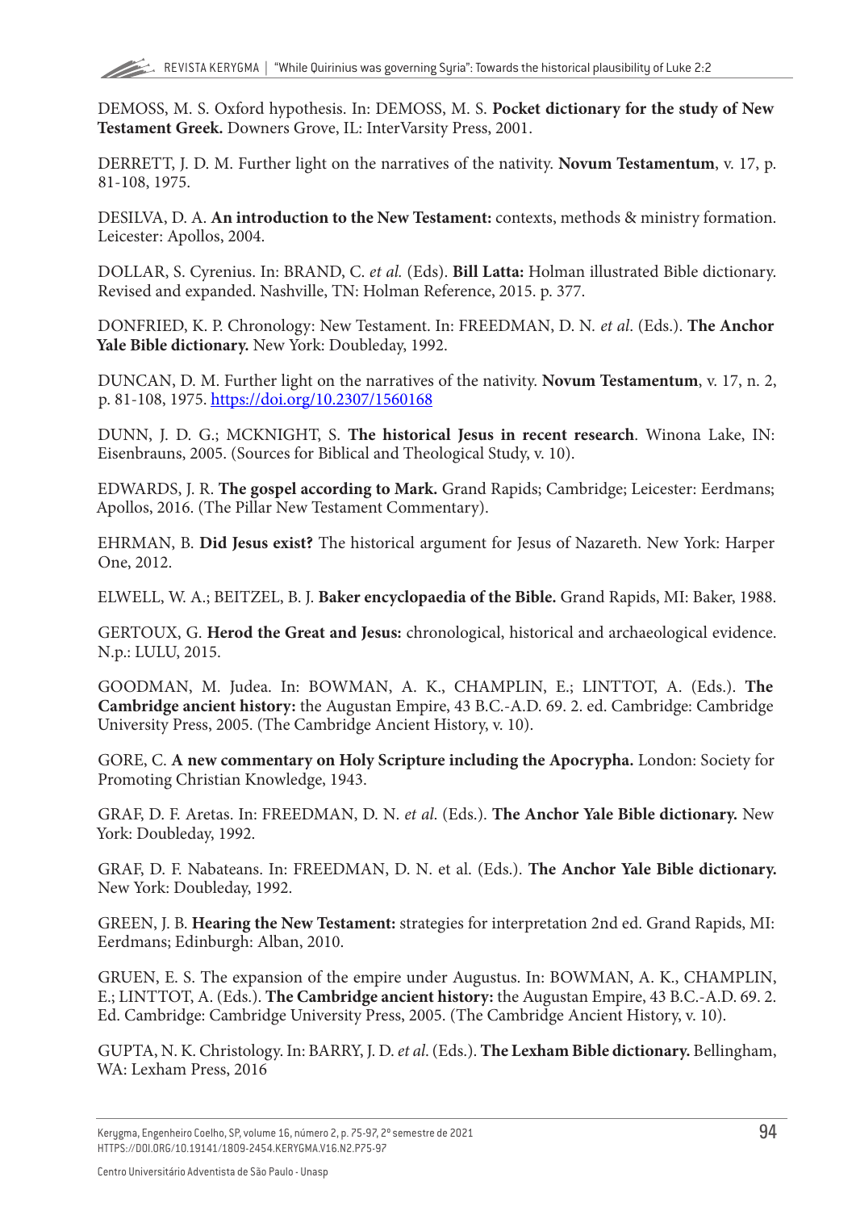DEMOSS, M. S. Oxford hypothesis. In: DEMOSS, M. S. **Pocket dictionary for the study of New Testament Greek.** Downers Grove, IL: InterVarsity Press, 2001.

DERRETT, J. D. M. Further light on the narratives of the nativity. **Novum Testamentum**, v. 17, p. 81-108, 1975.

DESILVA, D. A. **An introduction to the New Testament:** contexts, methods & ministry formation. Leicester: Apollos, 2004.

DOLLAR, S. Cyrenius. In: BRAND, C. *et al.* (Eds). **Bill Latta:** Holman illustrated Bible dictionary. Revised and expanded. Nashville, TN: Holman Reference, 2015. p. 377.

DONFRIED, K. P. Chronology: New Testament. In: FREEDMAN, D. N. *et al*. (Eds.). **The Anchor Yale Bible dictionary.** New York: Doubleday, 1992.

DUNCAN, D. M. Further light on the narratives of the nativity. **Novum Testamentum**, v. 17, n. 2, p. 81-108, 1975. https://doi.org/10.2307/1560168

DUNN, J. D. G.; MCKNIGHT, S. **The historical Jesus in recent research**. Winona Lake, IN: Eisenbrauns, 2005. (Sources for Biblical and Theological Study, v. 10).

EDWARDS, J. R. **The gospel according to Mark.** Grand Rapids; Cambridge; Leicester: Eerdmans; Apollos, 2016. (The Pillar New Testament Commentary).

EHRMAN, B. **Did Jesus exist?** The historical argument for Jesus of Nazareth. New York: Harper One, 2012.

ELWELL, W. A.; BEITZEL, B. J. **Baker encyclopaedia of the Bible.** Grand Rapids, MI: Baker, 1988.

GERTOUX, G. **Herod the Great and Jesus:** chronological, historical and archaeological evidence. N.p.: LULU, 2015.

GOODMAN, M. Judea. In: BOWMAN, A. K., CHAMPLIN, E.; LINTTOT, A. (Eds.). **The Cambridge ancient history:** the Augustan Empire, 43 B.C.-A.D. 69. 2. ed. Cambridge: Cambridge University Press, 2005. (The Cambridge Ancient History, v. 10).

GORE, C. **A new commentary on Holy Scripture including the Apocrypha.** London: Society for Promoting Christian Knowledge, 1943.

GRAF, D. F. Aretas. In: FREEDMAN, D. N. *et al*. (Eds.). **The Anchor Yale Bible dictionary.** New York: Doubleday, 1992.

GRAF, D. F. Nabateans. In: FREEDMAN, D. N. et al. (Eds.). **The Anchor Yale Bible dictionary.** New York: Doubleday, 1992.

GREEN, J. B. **Hearing the New Testament:** strategies for interpretation 2nd ed. Grand Rapids, MI: Eerdmans; Edinburgh: Alban, 2010.

GRUEN, E. S. The expansion of the empire under Augustus. In: BOWMAN, A. K., CHAMPLIN, E.; LINTTOT, A. (Eds.). **The Cambridge ancient history:** the Augustan Empire, 43 B.C.-A.D. 69. 2. Ed. Cambridge: Cambridge University Press, 2005. (The Cambridge Ancient History, v. 10).

GUPTA, N. K. Christology. In: BARRY, J. D. *et al*. (Eds.). **The Lexham Bible dictionary.** Bellingham, WA: Lexham Press, 2016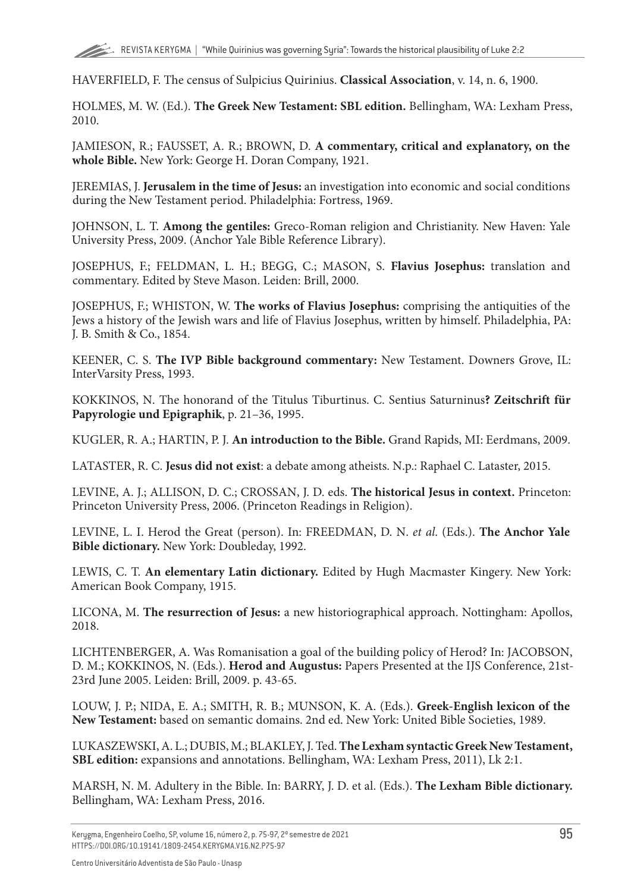HAVERFIELD, F. The census of Sulpicius Quirinius. **Classical Association**, v. 14, n. 6, 1900.

HOLMES, M. W. (Ed.). **The Greek New Testament: SBL edition.** Bellingham, WA: Lexham Press, 2010.

JAMIESON, R.; FAUSSET, A. R.; BROWN, D. **A commentary, critical and explanatory, on the whole Bible.** New York: George H. Doran Company, 1921.

JEREMIAS, J. **Jerusalem in the time of Jesus:** an investigation into economic and social conditions during the New Testament period. Philadelphia: Fortress, 1969.

JOHNSON, L. T. **Among the gentiles:** Greco-Roman religion and Christianity. New Haven: Yale University Press, 2009. (Anchor Yale Bible Reference Library).

JOSEPHUS, F.; FELDMAN, L. H.; BEGG, C.; MASON, S. **Flavius Josephus:** translation and commentary. Edited by Steve Mason. Leiden: Brill, 2000.

JOSEPHUS, F.; WHISTON, W. **The works of Flavius Josephus:** comprising the antiquities of the Jews a history of the Jewish wars and life of Flavius Josephus, written by himself. Philadelphia, PA: J. B. Smith & Co., 1854.

KEENER, C. S. **The IVP Bible background commentary:** New Testament. Downers Grove, IL: InterVarsity Press, 1993.

KOKKINOS, N. The honorand of the Titulus Tiburtinus. C. Sentius Saturninus**? Zeitschrift für Papyrologie und Epigraphik**, p. 21–36, 1995.

KUGLER, R. A.; HARTIN, P. J. **An introduction to the Bible.** Grand Rapids, MI: Eerdmans, 2009.

LATASTER, R. C. **Jesus did not exist**: a debate among atheists. N.p.: Raphael C. Lataster, 2015.

LEVINE, A. J.; ALLISON, D. C.; CROSSAN, J. D. eds. **The historical Jesus in context.** Princeton: Princeton University Press, 2006. (Princeton Readings in Religion).

LEVINE, L. I. Herod the Great (person). In: FREEDMAN, D. N. *et al.* (Eds.). **The Anchor Yale Bible dictionary.** New York: Doubleday, 1992.

LEWIS, C. T. **An elementary Latin dictionary.** Edited by Hugh Macmaster Kingery. New York: American Book Company, 1915.

LICONA, M. **The resurrection of Jesus:** a new historiographical approach. Nottingham: Apollos, 2018.

LICHTENBERGER, A. Was Romanisation a goal of the building policy of Herod? In: JACOBSON, D. M.; KOKKINOS, N. (Eds.). **Herod and Augustus:** Papers Presented at the IJS Conference, 21st-23rd June 2005. Leiden: Brill, 2009. p. 43-65.

LOUW, J. P.; NIDA, E. A.; SMITH, R. B.; MUNSON, K. A. (Eds.). **Greek-English lexicon of the New Testament:** based on semantic domains. 2nd ed. New York: United Bible Societies, 1989.

LUKASZEWSKI, A. L.; DUBIS, M.; BLAKLEY, J. Ted. **The Lexham syntactic Greek New Testament, SBL edition:** expansions and annotations. Bellingham, WA: Lexham Press, 2011), Lk 2:1.

MARSH, N. M. Adultery in the Bible. In: BARRY, J. D. et al. (Eds.). **The Lexham Bible dictionary.** Bellingham, WA: Lexham Press, 2016.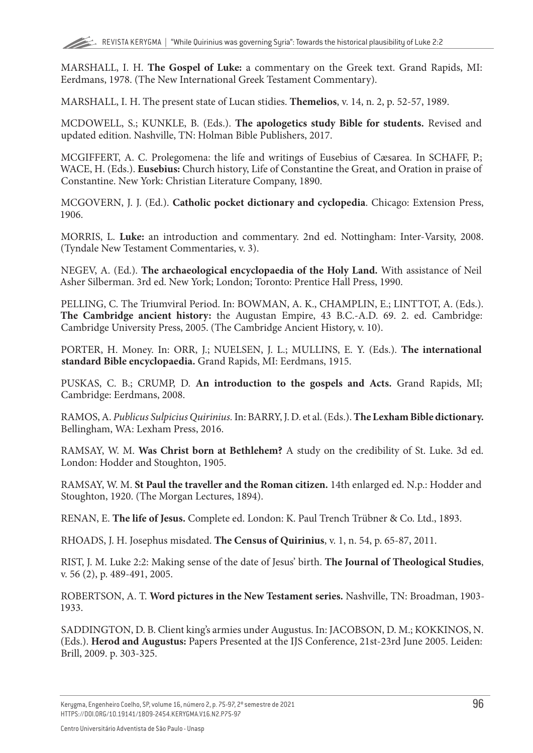MARSHALL, I. H. **The Gospel of Luke:** a commentary on the Greek text. Grand Rapids, MI: Eerdmans, 1978. (The New International Greek Testament Commentary).

MARSHALL, I. H. The present state of Lucan stidies. **Themelios**, v. 14, n. 2, p. 52-57, 1989.

MCDOWELL, S.; KUNKLE, B. (Eds.). **The apologetics study Bible for students.** Revised and updated edition. Nashville, TN: Holman Bible Publishers, 2017.

MCGIFFERT, A. C. Prolegomena: the life and writings of Eusebius of Cæsarea. In SCHAFF, P.; WACE, H. (Eds.). **Eusebius:** Church history, Life of Constantine the Great, and Oration in praise of Constantine. New York: Christian Literature Company, 1890.

MCGOVERN, J. J. (Ed.). **Catholic pocket dictionary and cyclopedia**. Chicago: Extension Press, 1906.

MORRIS, L. **Luke:** an introduction and commentary. 2nd ed. Nottingham: Inter-Varsity, 2008. (Tyndale New Testament Commentaries, v. 3).

NEGEV, A. (Ed.). **The archaeological encyclopaedia of the Holy Land.** With assistance of Neil Asher Silberman. 3rd ed. New York; London; Toronto: Prentice Hall Press, 1990.

PELLING, C. The Triumviral Period. In: BOWMAN, A. K., CHAMPLIN, E.; LINTTOT, A. (Eds.). **The Cambridge ancient history:** the Augustan Empire, 43 B.C.-A.D. 69. 2. ed. Cambridge: Cambridge University Press, 2005. (The Cambridge Ancient History, v. 10).

PORTER, H. Money. In: ORR, J.; NUELSEN, J. L.; MULLINS, E. Y. (Eds.). **The international standard Bible encyclopaedia.** Grand Rapids, MI: Eerdmans, 1915.

PUSKAS, C. B.; CRUMP, D. **An introduction to the gospels and Acts.** Grand Rapids, MI; Cambridge: Eerdmans, 2008.

RAMOS, A. *Publicus Sulpicius Quirinius.* In: BARRY, J. D. et al. (Eds.). **The Lexham Bible dictionary.** Bellingham, WA: Lexham Press, 2016.

RAMSAY, W. M. **Was Christ born at Bethlehem?** A study on the credibility of St. Luke. 3d ed. London: Hodder and Stoughton, 1905.

RAMSAY, W. M. **St Paul the traveller and the Roman citizen.** 14th enlarged ed. N.p.: Hodder and Stoughton, 1920. (The Morgan Lectures, 1894).

RENAN, E. **The life of Jesus.** Complete ed. London: K. Paul Trench Trübner & Co. Ltd., 1893.

RHOADS, J. H. Josephus misdated. **The Census of Quirinius**, v. 1, n. 54, p. 65-87, 2011.

RIST, J. M. Luke 2:2: Making sense of the date of Jesus' birth. **The Journal of Theological Studies**, v. 56 (2), p. 489-491, 2005.

ROBERTSON, A. T. **Word pictures in the New Testament series.** Nashville, TN: Broadman, 1903-1933.

SADDINGTON, D. B. Client king's armies under Augustus. In: JACOBSON, D. M.; KOKKINOS, N. (Eds.). **Herod and Augustus:** Papers Presented at the IJS Conference, 21st-23rd June 2005. Leiden: Brill, 2009. p. 303-325.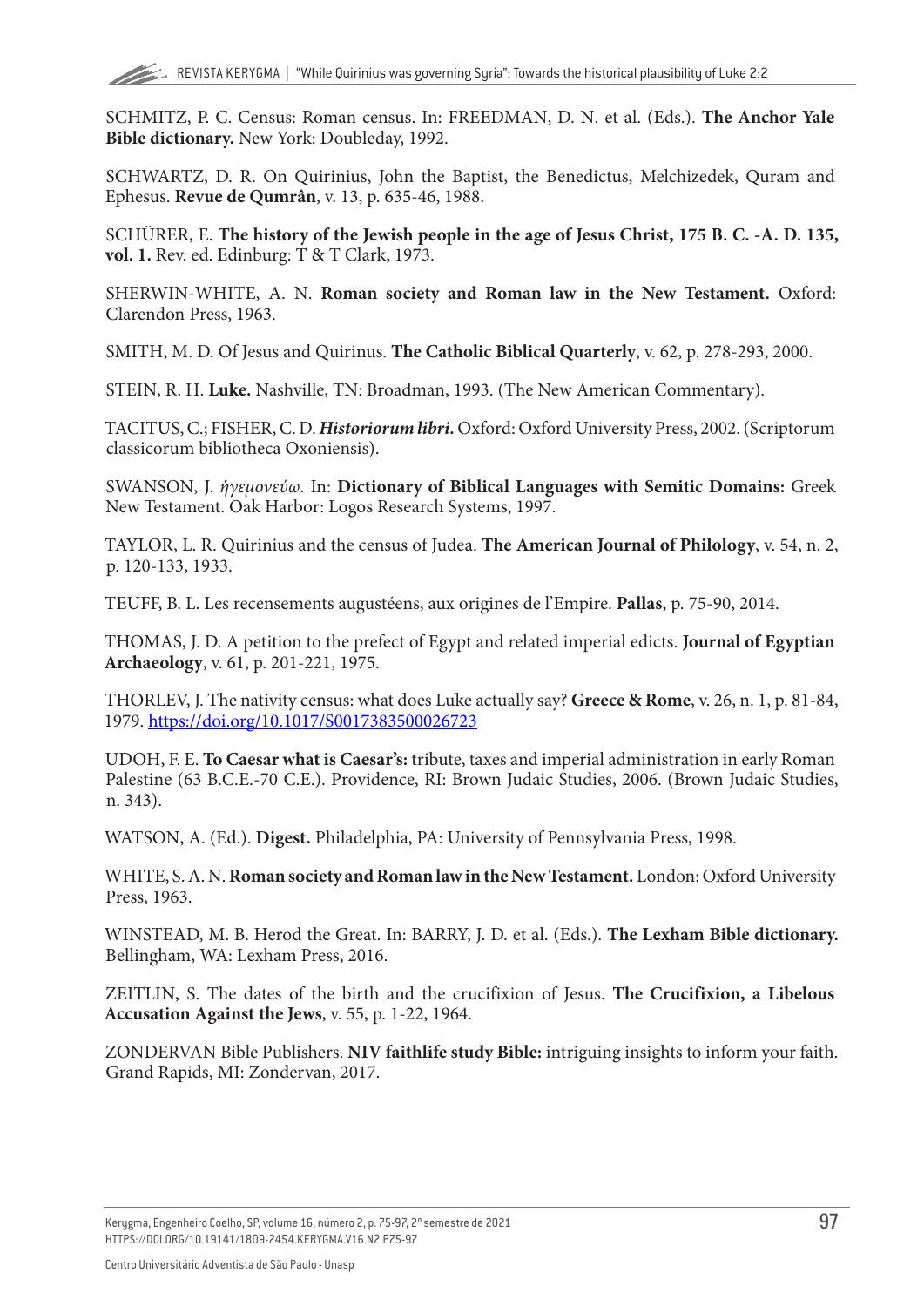SCHMITZ, P. C. Census: Roman census. In: FREEDMAN, D. N. et al. (Eds.). **The Anchor Yale Bible dictionary.** New York: Doubleday, 1992.

SCHWARTZ, D. R. On Quirinius, John the Baptist, the Benedictus, Melchizedek, Quram and Ephesus. **Revue de Qumrân**, v. 13, p. 635-46, 1988.

SCHÜRER, E. **The history of the Jewish people in the age of Jesus Christ, 175 B. C. -A. D. 135, vol. 1.** Rev. ed. Edinburg: T & T Clark, 1973.

SHERWIN-WHITE, A. N. **Roman society and Roman law in the New Testament.** Oxford: Clarendon Press, 1963.

SMITH, M. D. Of Jesus and Quirinus. **The Catholic Biblical Quarterly**, v. 62, p. 278-293, 2000.

STEIN, R. H. **Luke.** Nashville, TN: Broadman, 1993. (The New American Commentary).

TACITUS, C.; FISHER, C. D. ***Historiorum libri.*** Oxford: Oxford University Press, 2002. (Scriptorum classicorum bibliotheca Oxoniensis).

SWANSON, J. *ἡγεμονεύω*. In: **Dictionary of Biblical Languages with Semitic Domains:** Greek New Testament. Oak Harbor: Logos Research Systems, 1997.

TAYLOR, L. R. Quirinius and the census of Judea. **The American Journal of Philology**, v. 54, n. 2, p. 120-133, 1933.

TEUFF, B. L. Les recensements augustéens, aux origines de l'Empire. **Pallas**, p. 75-90, 2014.

THOMAS, J. D. A petition to the prefect of Egypt and related imperial edicts. **Journal of Egyptian Archaeology**, v. 61, p. 201-221, 1975.

THORLEV, J. The nativity census: what does Luke actually say? **Greece & Rome**, v. 26, n. 1, p. 81-84, 1979. https://doi.org/10.1017/S0017383500026723

UDOH, F. E. **To Caesar what is Caesar's:** tribute, taxes and imperial administration in early Roman Palestine (63 B.C.E.-70 C.E.). Providence, RI: Brown Judaic Studies, 2006. (Brown Judaic Studies, n. 343).

WATSON, A. (Ed.). **Digest.** Philadelphia, PA: University of Pennsylvania Press, 1998.

WHITE, S. A. N. **Roman society and Roman law in the New Testament.** London: Oxford University Press, 1963.

WINSTEAD, M. B. Herod the Great. In: BARRY, J. D. et al. (Eds.). **The Lexham Bible dictionary.** Bellingham, WA: Lexham Press, 2016.

ZEITLIN, S. The dates of the birth and the crucifixion of Jesus. **The Crucifixion, a Libelous Accusation Against the Jews**, v. 55, p. 1-22, 1964.

ZONDERVAN Bible Publishers. **NIV faithlife study Bible:** intriguing insights to inform your faith. Grand Rapids, MI: Zondervan, 2017.